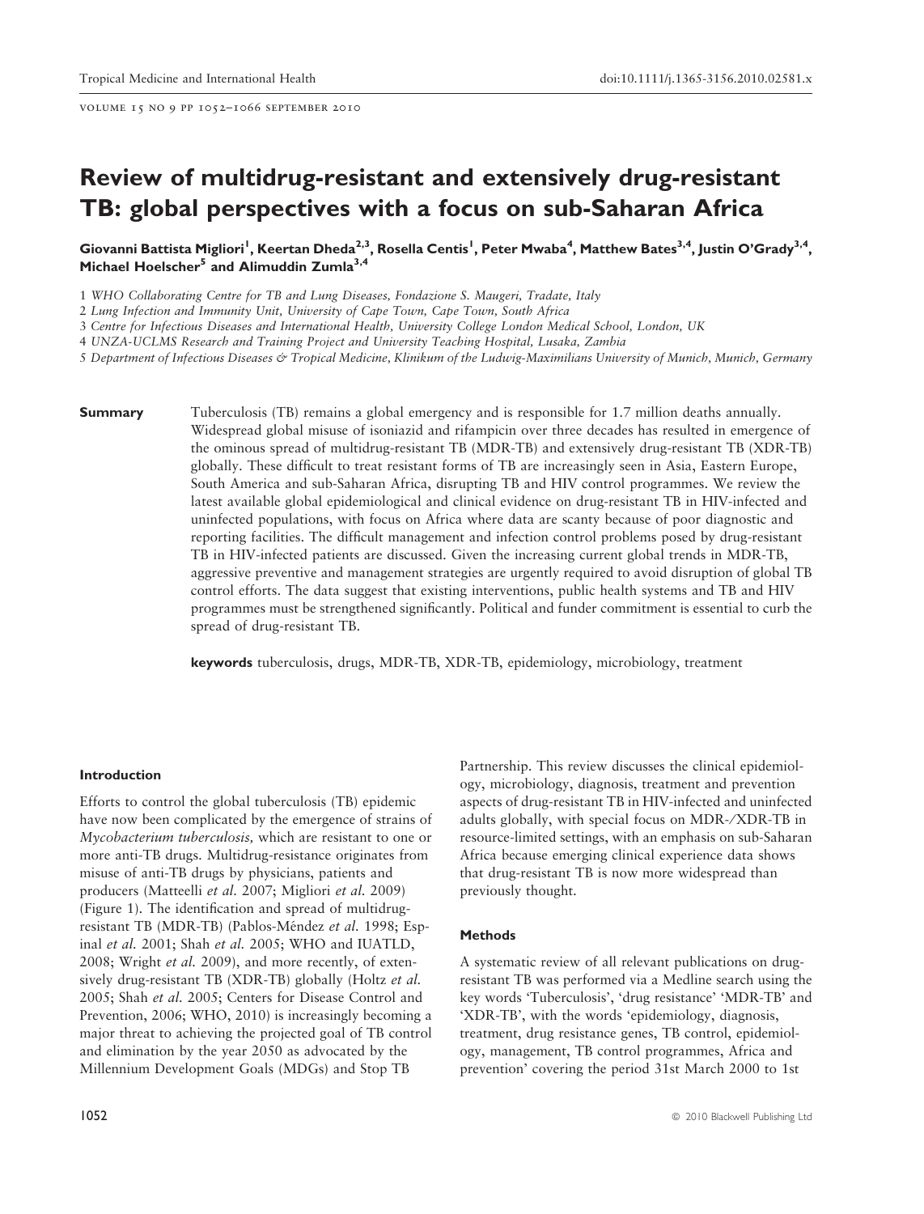# Review of multidrug-resistant and extensively drug-resistant TB: global perspectives with a focus on sub-Saharan Africa

**Giovanni Battista Migliori[1], Keertan Dheda[2,3], Rosella Centis[1], Peter Mwaba[4], Matthew Bates[3,4], Justin O'Grady[3,4], Michael Hoelscher[5] and Alimuddin Zumla[3,4]**

1 *WHO Collaborating Centre for TB and Lung Diseases, Fondazione S. Maugeri, Tradate, Italy*

2 *Lung Infection and Immunity Unit, University of Cape Town, Cape Town, South Africa*

3 *Centre for Infectious Diseases and International Health, University College London Medical School, London, UK*

4 *UNZA-UCLMS Research and Training Project and University Teaching Hospital, Lusaka, Zambia*

5 *Department of Infectious Diseases & Tropical Medicine, Klinikum of the Ludwig-Maximilians University of Munich, Munich, Germany*

**Summary** Tuberculosis (TB) remains a global emergency and is responsible for 1.7 million deaths annually. Widespread global misuse of isoniazid and rifampicin over three decades has resulted in emergence of the ominous spread of multidrug-resistant TB (MDR-TB) and extensively drug-resistant TB (XDR-TB) globally. These difficult to treat resistant forms of TB are increasingly seen in Asia, Eastern Europe, South America and sub-Saharan Africa, disrupting TB and HIV control programmes. We review the latest available global epidemiological and clinical evidence on drug-resistant TB in HIV-infected and uninfected populations, with focus on Africa where data are scanty because of poor diagnostic and reporting facilities. The difficult management and infection control problems posed by drug-resistant TB in HIV-infected patients are discussed. Given the increasing current global trends in MDR-TB, aggressive preventive and management strategies are urgently required to avoid disruption of global TB control efforts. The data suggest that existing interventions, public health systems and TB and HIV programmes must be strengthened significantly. Political and funder commitment is essential to curb the spread of drug-resistant TB.

**keywords** tuberculosis, drugs, MDR-TB, XDR-TB, epidemiology, microbiology, treatment

## Introduction

Efforts to control the global tuberculosis (TB) epidemic have now been complicated by the emergence of strains of *Mycobacterium tuberculosis,* which are resistant to one or more anti-TB drugs. Multidrug-resistance originates from misuse of anti-TB drugs by physicians, patients and producers (Matteelli *et al.* 2007; Migliori *et al.* 2009) (Figure 1). The identification and spread of multidrug-resistant TB (MDR-TB) (Pablos-Méndez *et al.* 1998; Espinal *et al.* 2001; Shah *et al.* 2005; WHO and IUATLD, 2008; Wright *et al.* 2009), and more recently, of extensively drug-resistant TB (XDR-TB) globally (Holtz *et al.* 2005; Shah *et al.* 2005; Centers for Disease Control and Prevention, 2006; WHO, 2010) is increasingly becoming a major threat to achieving the projected goal of TB control and elimination by the year 2050 as advocated by the Millennium Development Goals (MDGs) and Stop TB Partnership. This review discusses the clinical epidemiology, microbiology, diagnosis, treatment and prevention aspects of drug-resistant TB in HIV-infected and uninfected adults globally, with special focus on MDR-/XDR-TB in resource-limited settings, with an emphasis on sub-Saharan Africa because emerging clinical experience data shows that drug-resistant TB is now more widespread than previously thought.

## Methods

A systematic review of all relevant publications on drug-resistant TB was performed via a Medline search using the key words 'Tuberculosis', 'drug resistance' 'MDR-TB' and 'XDR-TB', with the words 'epidemiology, diagnosis, treatment, drug resistance genes, TB control, epidemiology, management, TB control programmes, Africa and prevention' covering the period 31st March 2000 to 1st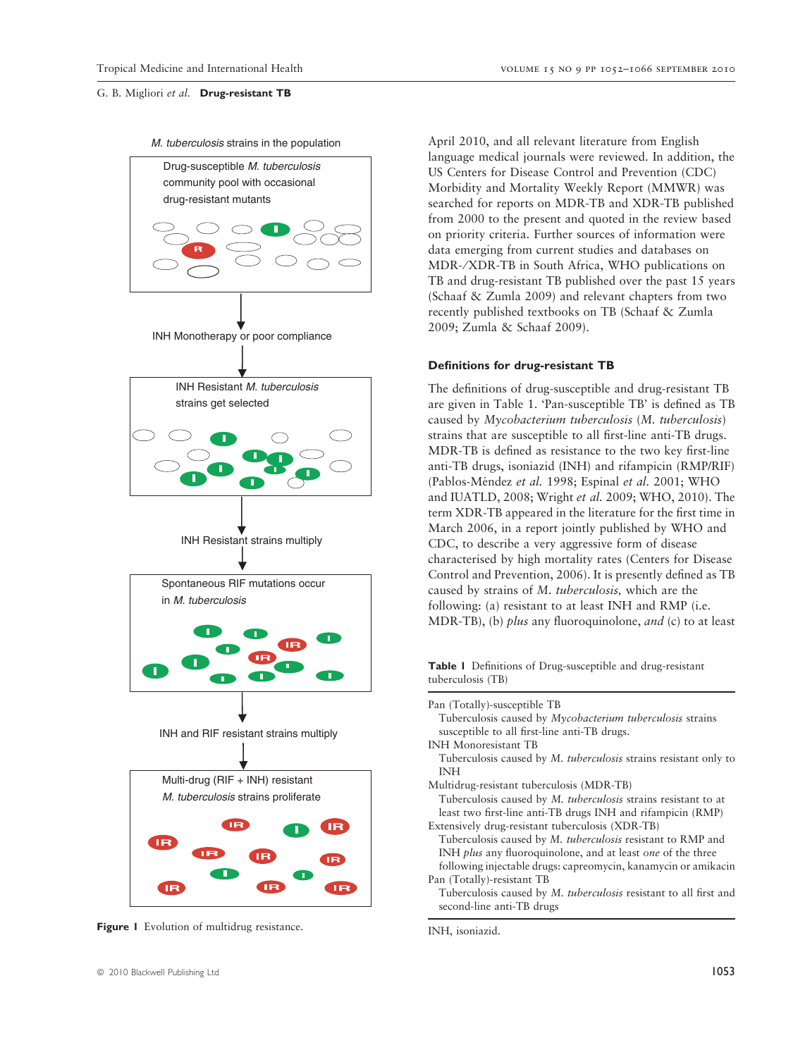April 2010, and all relevant literature from English language medical journals were reviewed. In addition, the US Centers for Disease Control and Prevention (CDC) Morbidity and Mortality Weekly Report (MMWR) was searched for reports on MDR-TB and XDR-TB published from 2000 to the present and quoted in the review based on priority criteria. Further sources of information were data emerging from current studies and databases on MDR-/XDR-TB in South Africa, WHO publications on TB and drug-resistant TB published over the past 15 years (Schaaf & Zumla 2009) and relevant chapters from two recently published textbooks on TB (Schaaf & Zumla 2009; Zumla & Schaaf 2009).

M. tuberculosis strains in the population

Drug-susceptible *M. tuberculosis* community pool with occasional drug-resistant mutants

INH Monotherapy or poor compliance

INH Resistant *M. tuberculosis* strains get selected

INH Resistant strains multiply

Spontaneous RIF mutations occur in *M. tuberculosis*

INH and RIF resistant strains multiply

Multi-drug (RIF + INH) resistant *M. tuberculosis* strains proliferate

**Figure 1** Evolution of multidrug resistance.

## Definitions for drug-resistant TB

The definitions of drug-susceptible and drug-resistant TB are given in Table 1. 'Pan-susceptible TB' is defined as TB caused by *Mycobacterium tuberculosis* (*M. tuberculosis*) strains that are susceptible to all first-line anti-TB drugs. MDR-TB is defined as resistance to the two key first-line anti-TB drugs, isoniazid (INH) and rifampicin (RMP/RIF) (Pablos-Méndez *et al.* 1998; Espinal *et al.* 2001; WHO and IUATLD, 2008; Wright *et al.* 2009; WHO, 2010). The term XDR-TB appeared in the literature for the first time in March 2006, in a report jointly published by WHO and CDC, to describe a very aggressive form of disease characterised by high mortality rates (Centers for Disease Control and Prevention, 2006). It is presently defined as TB caused by strains of *M. tuberculosis,* which are the following: (a) resistant to at least INH and RMP (i.e. MDR-TB), (b) *plus* any fluoroquinolone, *and* (c) to at least

**Table 1** Definitions of Drug-susceptible and drug-resistant tuberculosis (TB)

| Term | Definition |
|---|---|
| Pan (Totally)-susceptible TB | Tuberculosis caused by *Mycobacterium tuberculosis* strains susceptible to all first-line anti-TB drugs. |
| INH Monoresistant TB | Tuberculosis caused by *M. tuberculosis* strains resistant only to INH |
| Multidrug-resistant tuberculosis (MDR-TB) | Tuberculosis caused by *M. tuberculosis* strains resistant to at least two first-line anti-TB drugs INH and rifampicin (RMP) |
| Extensively drug-resistant tuberculosis (XDR-TB) | Tuberculosis caused by *M. tuberculosis* resistant to RMP and INH *plus* any fluoroquinolone, and at least *one* of the three following injectable drugs: capreomycin, kanamycin or amikacin |
| Pan (Totally)-resistant TB | Tuberculosis caused by *M. tuberculosis* resistant to all first and second-line anti-TB drugs |

INH, isoniazid.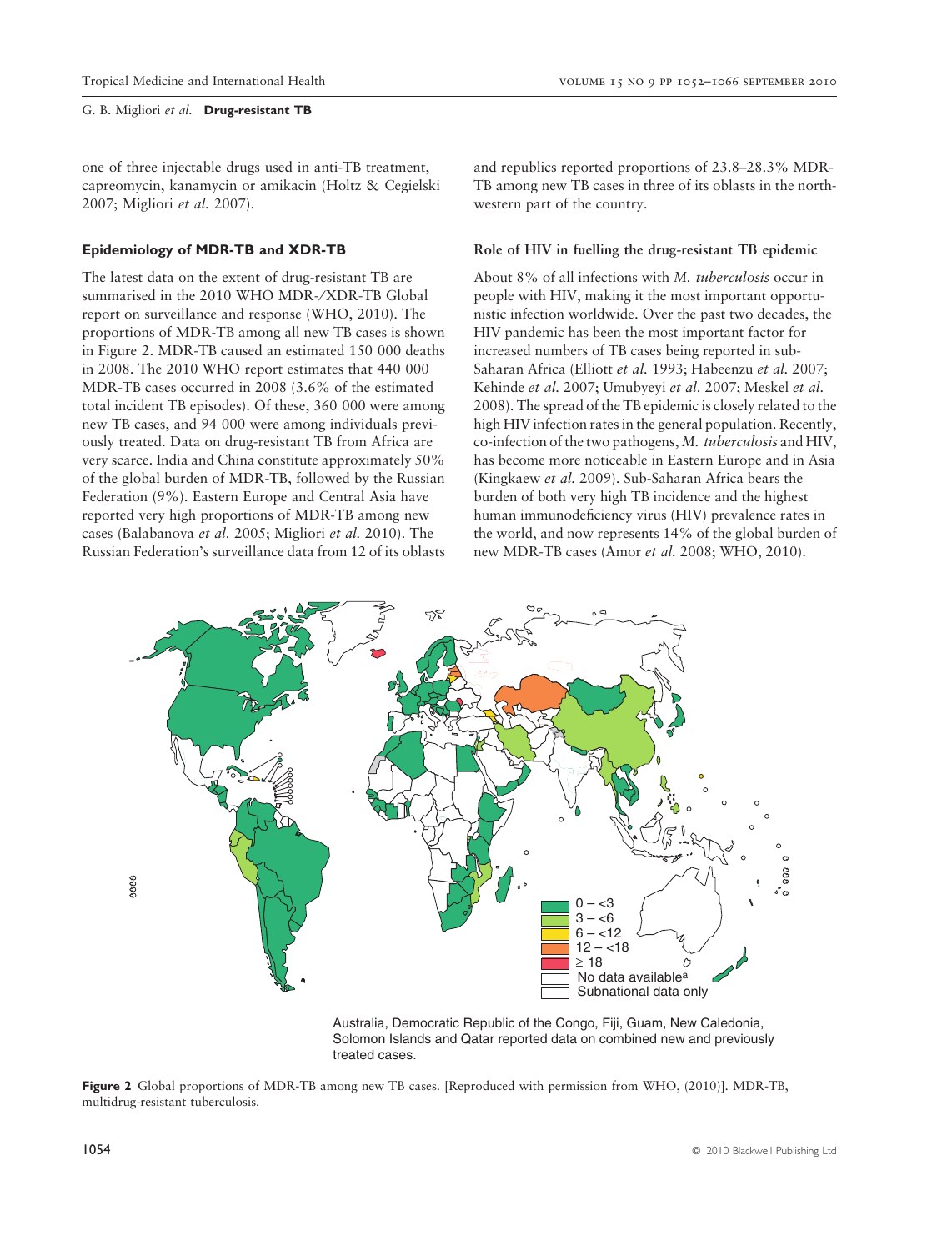one of three injectable drugs used in anti-TB treatment, capreomycin, kanamycin or amikacin (Holtz & Cegielski 2007; Migliori *et al.* 2007).

### Epidemiology of MDR-TB and XDR-TB

The latest data on the extent of drug-resistant TB are summarised in the 2010 WHO MDR-/XDR-TB Global report on surveillance and response (WHO, 2010). The proportions of MDR-TB among all new TB cases is shown in Figure 2. MDR-TB caused an estimated 150 000 deaths in 2008. The 2010 WHO report estimates that 440 000 MDR-TB cases occurred in 2008 (3.6% of the estimated total incident TB episodes). Of these, 360 000 were among new TB cases, and 94 000 were among individuals previously treated. Data on drug-resistant TB from Africa are very scarce. India and China constitute approximately 50% of the global burden of MDR-TB, followed by the Russian Federation (9%). Eastern Europe and Central Asia have reported very high proportions of MDR-TB among new cases (Balabanova *et al.* 2005; Migliori *et al.* 2010). The Russian Federation's surveillance data from 12 of its oblasts and republics reported proportions of 23.8–28.3% MDR-TB among new TB cases in three of its oblasts in the north-western part of the country.

### Role of HIV in fuelling the drug-resistant TB epidemic

About 8% of all infections with *M. tuberculosis* occur in people with HIV, making it the most important opportunistic infection worldwide. Over the past two decades, the HIV pandemic has been the most important factor for increased numbers of TB cases being reported in sub-Saharan Africa (Elliott *et al.* 1993; Habeenzu *et al.* 2007; Kehinde *et al.* 2007; Umubyeyi *et al.* 2007; Meskel *et al.* 2008). The spread of the TB epidemic is closely related to the high HIV infection rates in the general population. Recently, co-infection of the two pathogens, *M. tuberculosis* and HIV, has become more noticeable in Eastern Europe and in Asia (Kingkaew *et al.* 2009). Sub-Saharan Africa bears the burden of both very high TB incidence and the highest human immunodeficiency virus (HIV) prevalence rates in the world, and now represents 14% of the global burden of new MDR-TB cases (Amor *et al.* 2008; WHO, 2010).

| Legend |
|---|
| 0 – <3 |
| 3 – <6 |
| 6 – <12 |
| 12 – <18 |
| ≥ 18 |
| No data available[a] |
| Subnational data only |

Australia, Democratic Republic of the Congo, Fiji, Guam, New Caledonia, Solomon Islands and Qatar reported data on combined new and previously treated cases.

**Figure 2** Global proportions of MDR-TB among new TB cases. [Reproduced with permission from WHO, (2010)]. MDR-TB, multidrug-resistant tuberculosis.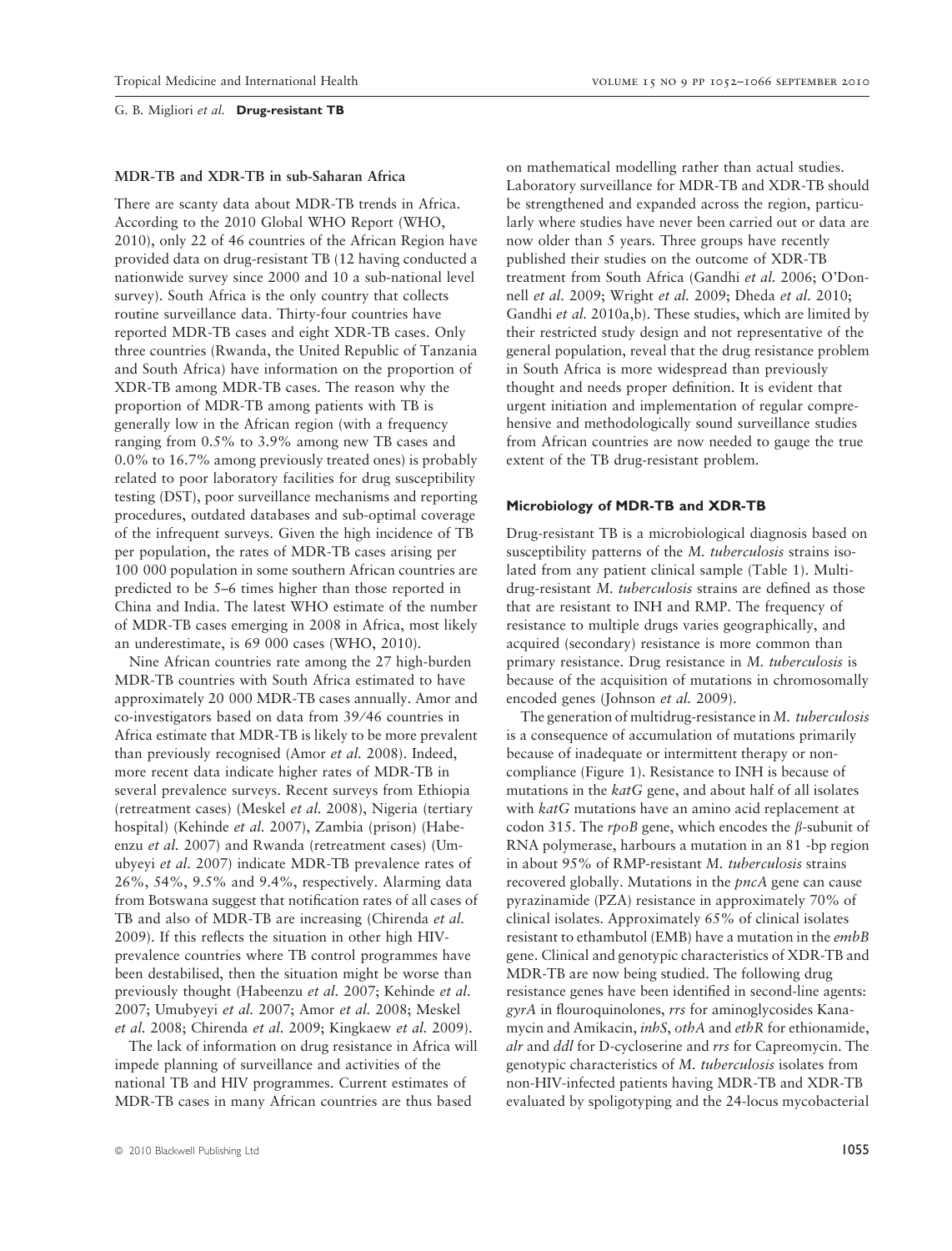### MDR-TB and XDR-TB in sub-Saharan Africa

There are scanty data about MDR-TB trends in Africa. According to the 2010 Global WHO Report (WHO, 2010), only 22 of 46 countries of the African Region have provided data on drug-resistant TB (12 having conducted a nationwide survey since 2000 and 10 a sub-national level survey). South Africa is the only country that collects routine surveillance data. Thirty-four countries have reported MDR-TB cases and eight XDR-TB cases. Only three countries (Rwanda, the United Republic of Tanzania and South Africa) have information on the proportion of XDR-TB among MDR-TB cases. The reason why the proportion of MDR-TB among patients with TB is generally low in the African region (with a frequency ranging from 0.5% to 3.9% among new TB cases and 0.0% to 16.7% among previously treated ones) is probably related to poor laboratory facilities for drug susceptibility testing (DST), poor surveillance mechanisms and reporting procedures, outdated databases and sub-optimal coverage of the infrequent surveys. Given the high incidence of TB per population, the rates of MDR-TB cases arising per 100 000 population in some southern African countries are predicted to be 5–6 times higher than those reported in China and India. The latest WHO estimate of the number of MDR-TB cases emerging in 2008 in Africa, most likely an underestimate, is 69 000 cases (WHO, 2010).

Nine African countries rate among the 27 high-burden MDR-TB countries with South Africa estimated to have approximately 20 000 MDR-TB cases annually. Amor and co-investigators based on data from 39/46 countries in Africa estimate that MDR-TB is likely to be more prevalent than previously recognised (Amor *et al.* 2008). Indeed, more recent data indicate higher rates of MDR-TB in several prevalence surveys. Recent surveys from Ethiopia (retreatment cases) (Meskel *et al.* 2008), Nigeria (tertiary hospital) (Kehinde *et al.* 2007), Zambia (prison) (Habeenzu *et al.* 2007) and Rwanda (retreatment cases) (Umubyeyi *et al.* 2007) indicate MDR-TB prevalence rates of 26%, 54%, 9.5% and 9.4%, respectively. Alarming data from Botswana suggest that notification rates of all cases of TB and also of MDR-TB are increasing (Chirenda *et al.* 2009). If this reflects the situation in other high HIV-prevalence countries where TB control programmes have been destabilised, then the situation might be worse than previously thought (Habeenzu *et al.* 2007; Kehinde *et al.* 2007; Umubyeyi *et al.* 2007; Amor *et al.* 2008; Meskel *et al.* 2008; Chirenda *et al.* 2009; Kingkaew *et al.* 2009).

The lack of information on drug resistance in Africa will impede planning of surveillance and activities of the national TB and HIV programmes. Current estimates of MDR-TB cases in many African countries are thus based on mathematical modelling rather than actual studies. Laboratory surveillance for MDR-TB and XDR-TB should be strengthened and expanded across the region, particularly where studies have never been carried out or data are now older than 5 years. Three groups have recently published their studies on the outcome of XDR-TB treatment from South Africa (Gandhi *et al.* 2006; O'Donnell *et al.* 2009; Wright *et al.* 2009; Dheda *et al.* 2010; Gandhi *et al.* 2010a,b). These studies, which are limited by their restricted study design and not representative of the general population, reveal that the drug resistance problem in South Africa is more widespread than previously thought and needs proper definition. It is evident that urgent initiation and implementation of regular comprehensive and methodologically sound surveillance studies from African countries are now needed to gauge the true extent of the TB drug-resistant problem.

### Microbiology of MDR-TB and XDR-TB

Drug-resistant TB is a microbiological diagnosis based on susceptibility patterns of the *M. tuberculosis* strains isolated from any patient clinical sample (Table 1). Multidrug-resistant *M. tuberculosis* strains are defined as those that are resistant to INH and RMP. The frequency of resistance to multiple drugs varies geographically, and acquired (secondary) resistance is more common than primary resistance. Drug resistance in *M. tuberculosis* is because of the acquisition of mutations in chromosomally encoded genes (Johnson *et al.* 2009).

The generation of multidrug-resistance in *M. tuberculosis* is a consequence of accumulation of mutations primarily because of inadequate or intermittent therapy or non-compliance (Figure 1). Resistance to INH is because of mutations in the *katG* gene, and about half of all isolates with *katG* mutations have an amino acid replacement at codon 315. The *rpoB* gene, which encodes the $\beta$-subunit of RNA polymerase, harbours a mutation in an 81 -bp region in about 95% of RMP-resistant *M. tuberculosis* strains recovered globally. Mutations in the *pncA* gene can cause pyrazinamide (PZA) resistance in approximately 70% of clinical isolates. Approximately 65% of clinical isolates resistant to ethambutol (EMB) have a mutation in the *embB* gene. Clinical and genotypic characteristics of XDR-TB and MDR-TB are now being studied. The following drug resistance genes have been identified in second-line agents: *gyrA* in flouroquinolones, *rrs* for aminoglycosides Kanamycin and Amikacin, *inhS*, *othA* and *ethR* for ethionamide, *alr* and *ddl* for D-cycloserine and *rrs* for Capreomycin. The genotypic characteristics of *M. tuberculosis* isolates from non-HIV-infected patients having MDR-TB and XDR-TB evaluated by spoligotyping and the 24-locus mycobacterial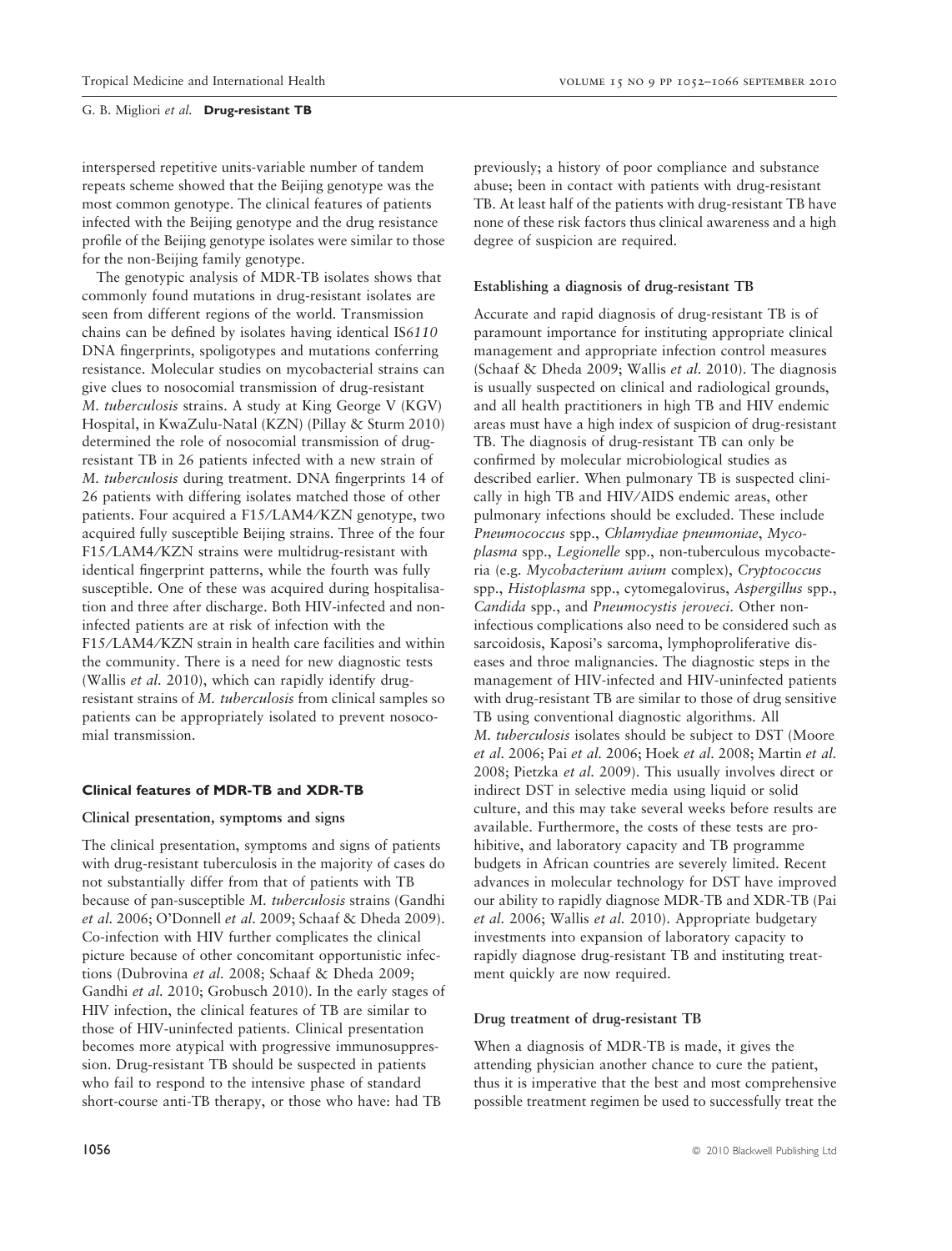interspersed repetitive units-variable number of tandem repeats scheme showed that the Beijing genotype was the most common genotype. The clinical features of patients infected with the Beijing genotype and the drug resistance profile of the Beijing genotype isolates were similar to those for the non-Beijing family genotype.

The genotypic analysis of MDR-TB isolates shows that commonly found mutations in drug-resistant isolates are seen from different regions of the world. Transmission chains can be defined by isolates having identical IS*6110* DNA fingerprints, spoligotypes and mutations conferring resistance. Molecular studies on mycobacterial strains can give clues to nosocomial transmission of drug-resistant *M. tuberculosis* strains. A study at King George V (KGV) Hospital, in KwaZulu-Natal (KZN) (Pillay & Sturm 2010) determined the role of nosocomial transmission of drug-resistant TB in 26 patients infected with a new strain of *M. tuberculosis* during treatment. DNA fingerprints 14 of 26 patients with differing isolates matched those of other patients. Four acquired a F15/LAM4/KZN genotype, two acquired fully susceptible Beijing strains. Three of the four F15/LAM4/KZN strains were multidrug-resistant with identical fingerprint patterns, while the fourth was fully susceptible. One of these was acquired during hospitalisation and three after discharge. Both HIV-infected and non-infected patients are at risk of infection with the F15/LAM4/KZN strain in health care facilities and within the community. There is a need for new diagnostic tests (Wallis *et al.* 2010), which can rapidly identify drug-resistant strains of *M. tuberculosis* from clinical samples so patients can be appropriately isolated to prevent nosocomial transmission.

## Clinical features of MDR-TB and XDR-TB

### Clinical presentation, symptoms and signs

The clinical presentation, symptoms and signs of patients with drug-resistant tuberculosis in the majority of cases do not substantially differ from that of patients with TB because of pan-susceptible *M. tuberculosis* strains (Gandhi *et al.* 2006; O'Donnell *et al.* 2009; Schaaf & Dheda 2009). Co-infection with HIV further complicates the clinical picture because of other concomitant opportunistic infections (Dubrovina *et al.* 2008; Schaaf & Dheda 2009; Gandhi *et al.* 2010; Grobusch 2010). In the early stages of HIV infection, the clinical features of TB are similar to those of HIV-uninfected patients. Clinical presentation becomes more atypical with progressive immunosuppression. Drug-resistant TB should be suspected in patients who fail to respond to the intensive phase of standard short-course anti-TB therapy, or those who have: had TB previously; a history of poor compliance and substance abuse; been in contact with patients with drug-resistant TB. At least half of the patients with drug-resistant TB have none of these risk factors thus clinical awareness and a high degree of suspicion are required.

### Establishing a diagnosis of drug-resistant TB

Accurate and rapid diagnosis of drug-resistant TB is of paramount importance for instituting appropriate clinical management and appropriate infection control measures (Schaaf & Dheda 2009; Wallis *et al.* 2010). The diagnosis is usually suspected on clinical and radiological grounds, and all health practitioners in high TB and HIV endemic areas must have a high index of suspicion of drug-resistant TB. The diagnosis of drug-resistant TB can only be confirmed by molecular microbiological studies as described earlier. When pulmonary TB is suspected clinically in high TB and HIV/AIDS endemic areas, other pulmonary infections should be excluded. These include *Pneumococcus* spp., *Chlamydiae pneumoniae*, *Mycoplasma* spp., *Legionelle* spp., non-tuberculous mycobacteria (e.g. *Mycobacterium avium* complex), *Cryptococcus* spp., *Histoplasma* spp., cytomegalovirus, *Aspergillus* spp., *Candida* spp., and *Pneumocystis jeroveci*. Other non-infectious complications also need to be considered such as sarcoidosis, Kaposi's sarcoma, lymphoproliferative diseases and throe malignancies. The diagnostic steps in the management of HIV-infected and HIV-uninfected patients with drug-resistant TB are similar to those of drug sensitive TB using conventional diagnostic algorithms. All *M. tuberculosis* isolates should be subject to DST (Moore *et al.* 2006; Pai *et al.* 2006; Hoek *et al.* 2008; Martin *et al.* 2008; Pietzka *et al.* 2009). This usually involves direct or indirect DST in selective media using liquid or solid culture, and this may take several weeks before results are available. Furthermore, the costs of these tests are prohibitive, and laboratory capacity and TB programme budgets in African countries are severely limited. Recent advances in molecular technology for DST have improved our ability to rapidly diagnose MDR-TB and XDR-TB (Pai *et al.* 2006; Wallis *et al.* 2010). Appropriate budgetary investments into expansion of laboratory capacity to rapidly diagnose drug-resistant TB and instituting treatment quickly are now required.

### Drug treatment of drug-resistant TB

When a diagnosis of MDR-TB is made, it gives the attending physician another chance to cure the patient, thus it is imperative that the best and most comprehensive possible treatment regimen be used to successfully treat the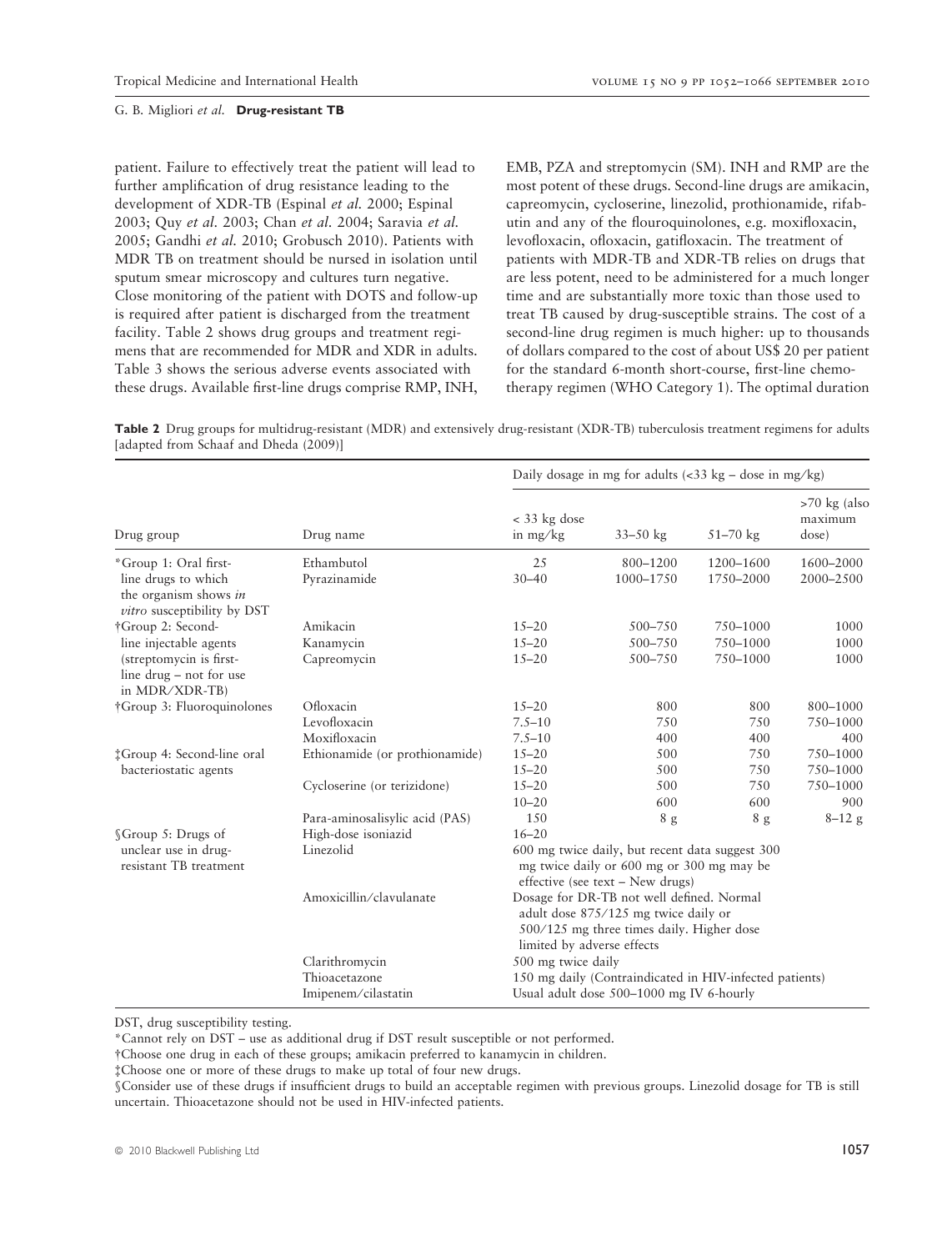patient. Failure to effectively treat the patient will lead to further amplification of drug resistance leading to the development of XDR-TB (Espinal *et al.* 2000; Espinal 2003; Quy *et al.* 2003; Chan *et al.* 2004; Saravia *et al.* 2005; Gandhi *et al.* 2010; Grobusch 2010). Patients with MDR TB on treatment should be nursed in isolation until sputum smear microscopy and cultures turn negative. Close monitoring of the patient with DOTS and follow-up is required after patient is discharged from the treatment facility. Table 2 shows drug groups and treatment regimens that are recommended for MDR and XDR in adults. Table 3 shows the serious adverse events associated with these drugs. Available first-line drugs comprise RMP, INH, EMB, PZA and streptomycin (SM). INH and RMP are the most potent of these drugs. Second-line drugs are amikacin, capreomycin, cycloserine, linezolid, prothionamide, rifabutin and any of the flouroquinolones, e.g. moxifloxacin, levofloxacin, ofloxacin, gatifloxacin. The treatment of patients with MDR-TB and XDR-TB relies on drugs that are less potent, need to be administered for a much longer time and are substantially more toxic than those used to treat TB caused by drug-susceptible strains. The cost of a second-line drug regimen is much higher: up to thousands of dollars compared to the cost of about US$ 20 per patient for the standard 6-month short-course, first-line chemotherapy regimen (WHO Category 1). The optimal duration

**Table 2** Drug groups for multidrug-resistant (MDR) and extensively drug-resistant (XDR-TB) tuberculosis treatment regimens for adults [adapted from Schaaf and Dheda (2009)]

| Drug group | Drug name | Daily dosage in mg for adults (<33 kg – dose in mg/kg) | | | |
|---|---|---|---|---|---|
| | | < 33 kg dose in mg/kg | 33–50 kg | 51–70 kg | >70 kg (also maximum dose) |
| *Group 1: Oral first-line drugs to which the organism shows *in vitro* susceptibility by DST | Ethambutol | 25 | 800–1200 | 1200–1600 | 1600–2000 |
| | Pyrazinamide | 30–40 | 1000–1750 | 1750–2000 | 2000–2500 |
| †Group 2: Second-line injectable agents (streptomycin is first-line drug – not for use in MDR/XDR-TB) | Amikacin | 15–20 | 500–750 | 750–1000 | 1000 |
| | Kanamycin | 15–20 | 500–750 | 750–1000 | 1000 |
| | Capreomycin | 15–20 | 500–750 | 750–1000 | 1000 |
| †Group 3: Fluoroquinolones | Ofloxacin | 15–20 | 800 | 800 | 800–1000 |
| | Levofloxacin | 7.5–10 | 750 | 750 | 750–1000 |
| | Moxifloxacin | 7.5–10 | 400 | 400 | 400 |
| ‡Group 4: Second-line oral bacteriostatic agents | Ethionamide (or prothionamide) | 15–20 | 500 | 750 | 750–1000 |
| | | 15–20 | 500 | 750 | 750–1000 |
| | Cycloserine (or terizidone) | 15–20 | 500 | 750 | 750–1000 |
| | | 10–20 | 600 | 600 | 900 |
| | Para-aminosalisylic acid (PAS) | 150 | 8 g | 8 g | 8–12 g |
| §Group 5: Drugs of unclear use in drug-resistant TB treatment | High-dose isoniazid | 16–20 | | | |
| | Linezolid | 600 mg twice daily, but recent data suggest 300 mg twice daily or 600 mg or 300 mg may be effective (see text – New drugs) | | | |
| | Amoxicillin/clavulanate | Dosage for DR-TB not well defined. Normal adult dose 875/125 mg twice daily or 500/125 mg three times daily. Higher dose limited by adverse effects | | | |
| | Clarithromycin | 500 mg twice daily | | | |
| | Thioacetazone | 150 mg daily (Contraindicated in HIV-infected patients) | | | |
| | Imipenem/cilastatin | Usual adult dose 500–1000 mg IV 6-hourly | | | |

DST, drug susceptibility testing.

*Cannot rely on DST – use as additional drug if DST result susceptible or not performed.

†Choose one drug in each of these groups; amikacin preferred to kanamycin in children.

‡Choose one or more of these drugs to make up total of four new drugs.

§Consider use of these drugs if insufficient drugs to build an acceptable regimen with previous groups. Linezolid dosage for TB is still uncertain. Thioacetazone should not be used in HIV-infected patients.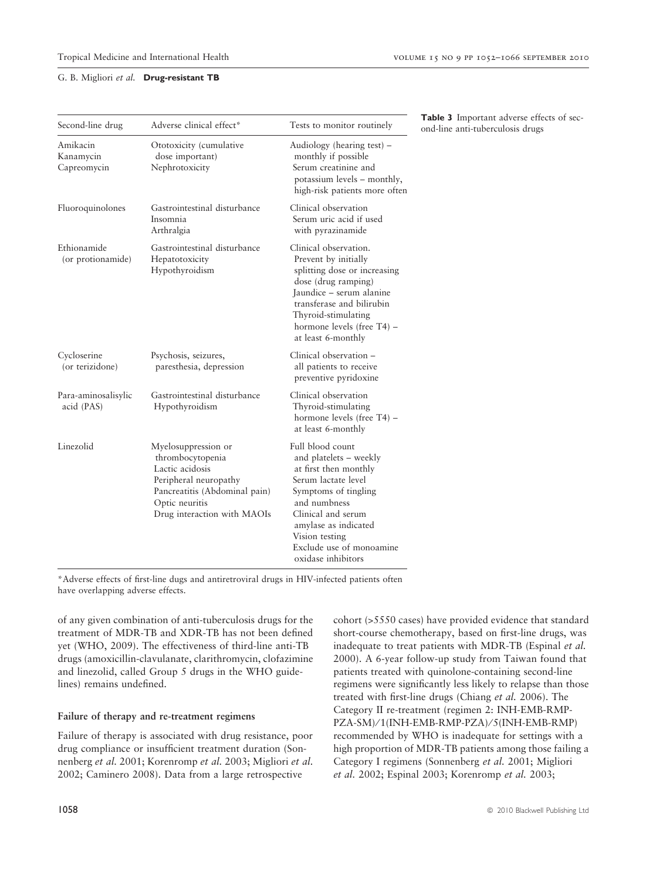**Table 3** Important adverse effects of second-line anti-tuberculosis drugs

| Second-line drug | Adverse clinical effect* | Tests to monitor routinely |
|---|---|---|
| Amikacin<br>Kanamycin<br>Capreomycin | Ototoxicity (cumulative dose important)<br>Nephrotoxicity | Audiology (hearing test) – monthly if possible<br>Serum creatinine and potassium levels – monthly, high-risk patients more often |
| Fluoroquinolones | Gastrointestinal disturbance<br>Insomnia<br>Arthralgia | Clinical observation<br>Serum uric acid if used with pyrazinamide |
| Ethionamide (or protionamide) | Gastrointestinal disturbance<br>Hepatotoxicity<br>Hypothyroidism | Clinical observation.<br>Prevent by initially splitting dose or increasing dose (drug ramping)<br>Jaundice – serum alanine transferase and bilirubin<br>Thyroid-stimulating hormone levels (free T4) – at least 6-monthly |
| Cycloserine (or terizidone) | Psychosis, seizures, paresthesia, depression | Clinical observation – all patients to receive preventive pyridoxine |
| Para-aminosalisylic acid (PAS) | Gastrointestinal disturbance<br>Hypothyroidism | Clinical observation<br>Thyroid-stimulating hormone levels (free T4) – at least 6-monthly |
| Linezolid | Myelosuppression or thrombocytopenia<br>Lactic acidosis<br>Peripheral neuropathy<br>Pancreatitis (Abdominal pain)<br>Optic neuritis<br>Drug interaction with MAOIs | Full blood count and platelets – weekly at first then monthly<br>Serum lactate level<br>Symptoms of tingling and numbness<br>Clinical and serum amylase as indicated<br>Vision testing<br>Exclude use of monoamine oxidase inhibitors |

*Adverse effects of first-line dugs and antiretroviral drugs in HIV-infected patients often have overlapping adverse effects.

of any given combination of anti-tuberculosis drugs for the treatment of MDR-TB and XDR-TB has not been defined yet (WHO, 2009). The effectiveness of third-line anti-TB drugs (amoxicillin-clavulanate, clarithromycin, clofazimine and linezolid, called Group 5 drugs in the WHO guidelines) remains undefined.

#### Failure of therapy and re-treatment regimens

Failure of therapy is associated with drug resistance, poor drug compliance or insufficient treatment duration (Sonnenberg *et al.* 2001; Korenromp *et al.* 2003; Migliori *et al.* 2002; Caminero 2008). Data from a large retrospective cohort (>5550 cases) have provided evidence that standard short-course chemotherapy, based on first-line drugs, was inadequate to treat patients with MDR-TB (Espinal *et al.* 2000). A 6-year follow-up study from Taiwan found that patients treated with quinolone-containing second-line regimens were significantly less likely to relapse than those treated with first-line drugs (Chiang *et al.* 2006). The Category II re-treatment (regimen 2: INH-EMB-RMP-PZA-SM)/1(INH-EMB-RMP-PZA)/5(INH-EMB-RMP) recommended by WHO is inadequate for settings with a high proportion of MDR-TB patients among those failing a Category I regimens (Sonnenberg *et al.* 2001; Migliori *et al.* 2002; Espinal 2003; Korenromp *et al.* 2003;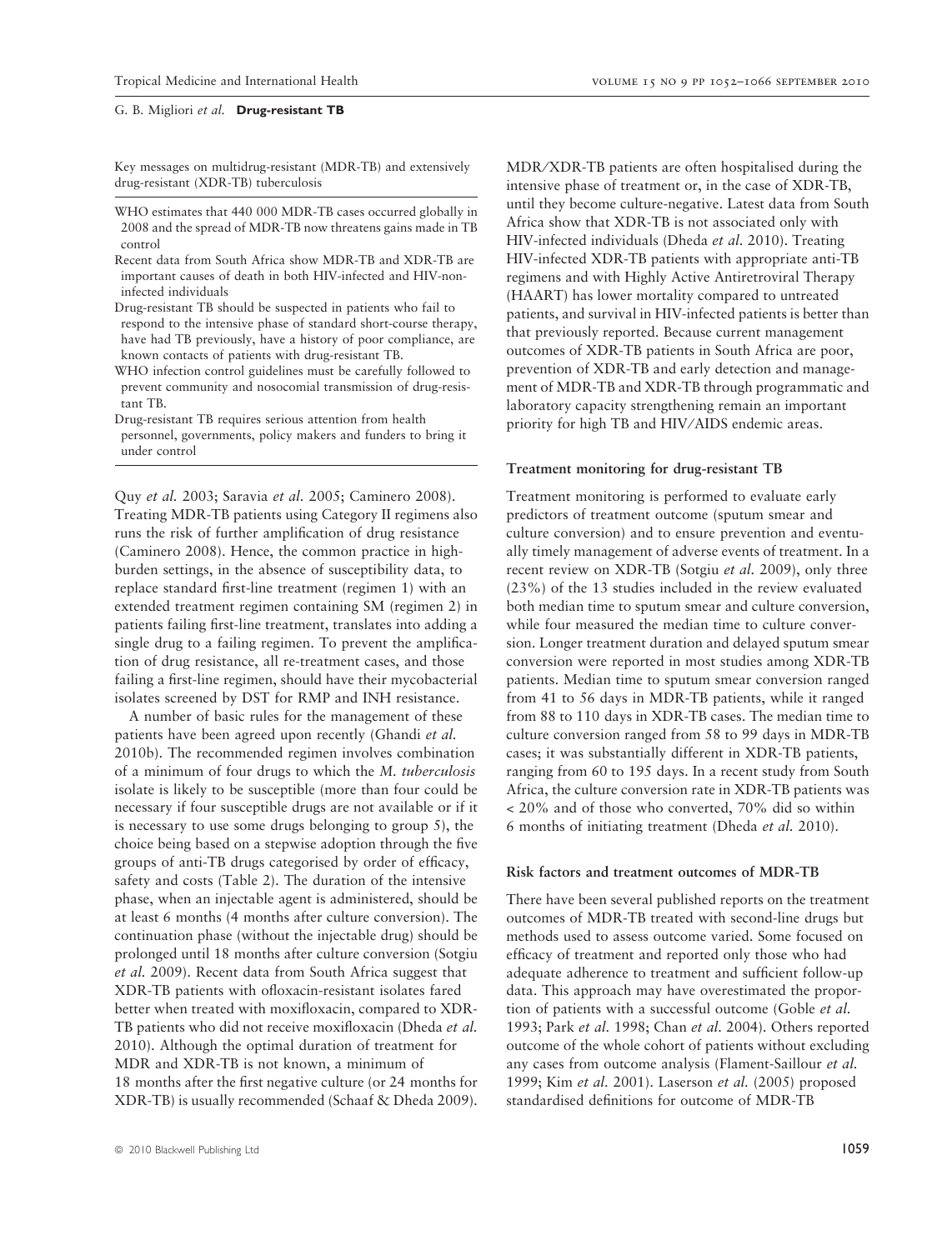Key messages on multidrug-resistant (MDR-TB) and extensively drug-resistant (XDR-TB) tuberculosis

- WHO estimates that 440 000 MDR-TB cases occurred globally in 2008 and the spread of MDR-TB now threatens gains made in TB control
- Recent data from South Africa show MDR-TB and XDR-TB are important causes of death in both HIV-infected and HIV-non-infected individuals
- Drug-resistant TB should be suspected in patients who fail to respond to the intensive phase of standard short-course therapy, have had TB previously, have a history of poor compliance, are known contacts of patients with drug-resistant TB.
- WHO infection control guidelines must be carefully followed to prevent community and nosocomial transmission of drug-resistant TB.
- Drug-resistant TB requires serious attention from health personnel, governments, policy makers and funders to bring it under control

Quy *et al.* 2003; Saravia *et al.* 2005; Caminero 2008). Treating MDR-TB patients using Category II regimens also runs the risk of further amplification of drug resistance (Caminero 2008). Hence, the common practice in high-burden settings, in the absence of susceptibility data, to replace standard first-line treatment (regimen 1) with an extended treatment regimen containing SM (regimen 2) in patients failing first-line treatment, translates into adding a single drug to a failing regimen. To prevent the amplification of drug resistance, all re-treatment cases, and those failing a first-line regimen, should have their mycobacterial isolates screened by DST for RMP and INH resistance.

A number of basic rules for the management of these patients have been agreed upon recently (Ghandi *et al.* 2010b). The recommended regimen involves combination of a minimum of four drugs to which the *M. tuberculosis* isolate is likely to be susceptible (more than four could be necessary if four susceptible drugs are not available or if it is necessary to use some drugs belonging to group 5), the choice being based on a stepwise adoption through the five groups of anti-TB drugs categorised by order of efficacy, safety and costs (Table 2). The duration of the intensive phase, when an injectable agent is administered, should be at least 6 months (4 months after culture conversion). The continuation phase (without the injectable drug) should be prolonged until 18 months after culture conversion (Sotgiu *et al.* 2009). Recent data from South Africa suggest that XDR-TB patients with ofloxacin-resistant isolates fared better when treated with moxifloxacin, compared to XDR-TB patients who did not receive moxifloxacin (Dheda *et al.* 2010). Although the optimal duration of treatment for MDR and XDR-TB is not known, a minimum of 18 months after the first negative culture (or 24 months for XDR-TB) is usually recommended (Schaaf & Dheda 2009).

MDR/XDR-TB patients are often hospitalised during the intensive phase of treatment or, in the case of XDR-TB, until they become culture-negative. Latest data from South Africa show that XDR-TB is not associated only with HIV-infected individuals (Dheda *et al.* 2010). Treating HIV-infected XDR-TB patients with appropriate anti-TB regimens and with Highly Active Antiretroviral Therapy (HAART) has lower mortality compared to untreated patients, and survival in HIV-infected patients is better than that previously reported. Because current management outcomes of XDR-TB patients in South Africa are poor, prevention of XDR-TB and early detection and management of MDR-TB and XDR-TB through programmatic and laboratory capacity strengthening remain an important priority for high TB and HIV/AIDS endemic areas.

### Treatment monitoring for drug-resistant TB

Treatment monitoring is performed to evaluate early predictors of treatment outcome (sputum smear and culture conversion) and to ensure prevention and eventually timely management of adverse events of treatment. In a recent review on XDR-TB (Sotgiu *et al.* 2009), only three (23%) of the 13 studies included in the review evaluated both median time to sputum smear and culture conversion, while four measured the median time to culture conversion. Longer treatment duration and delayed sputum smear conversion were reported in most studies among XDR-TB patients. Median time to sputum smear conversion ranged from 41 to 56 days in MDR-TB patients, while it ranged from 88 to 110 days in XDR-TB cases. The median time to culture conversion ranged from 58 to 99 days in MDR-TB cases; it was substantially different in XDR-TB patients, ranging from 60 to 195 days. In a recent study from South Africa, the culture conversion rate in XDR-TB patients was < 20% and of those who converted, 70% did so within 6 months of initiating treatment (Dheda *et al.* 2010).

### Risk factors and treatment outcomes of MDR-TB

There have been several published reports on the treatment outcomes of MDR-TB treated with second-line drugs but methods used to assess outcome varied. Some focused on efficacy of treatment and reported only those who had adequate adherence to treatment and sufficient follow-up data. This approach may have overestimated the proportion of patients with a successful outcome (Goble *et al.* 1993; Park *et al.* 1998; Chan *et al.* 2004). Others reported outcome of the whole cohort of patients without excluding any cases from outcome analysis (Flament-Saillour *et al.* 1999; Kim *et al.* 2001). Laserson *et al.* (2005) proposed standardised definitions for outcome of MDR-TB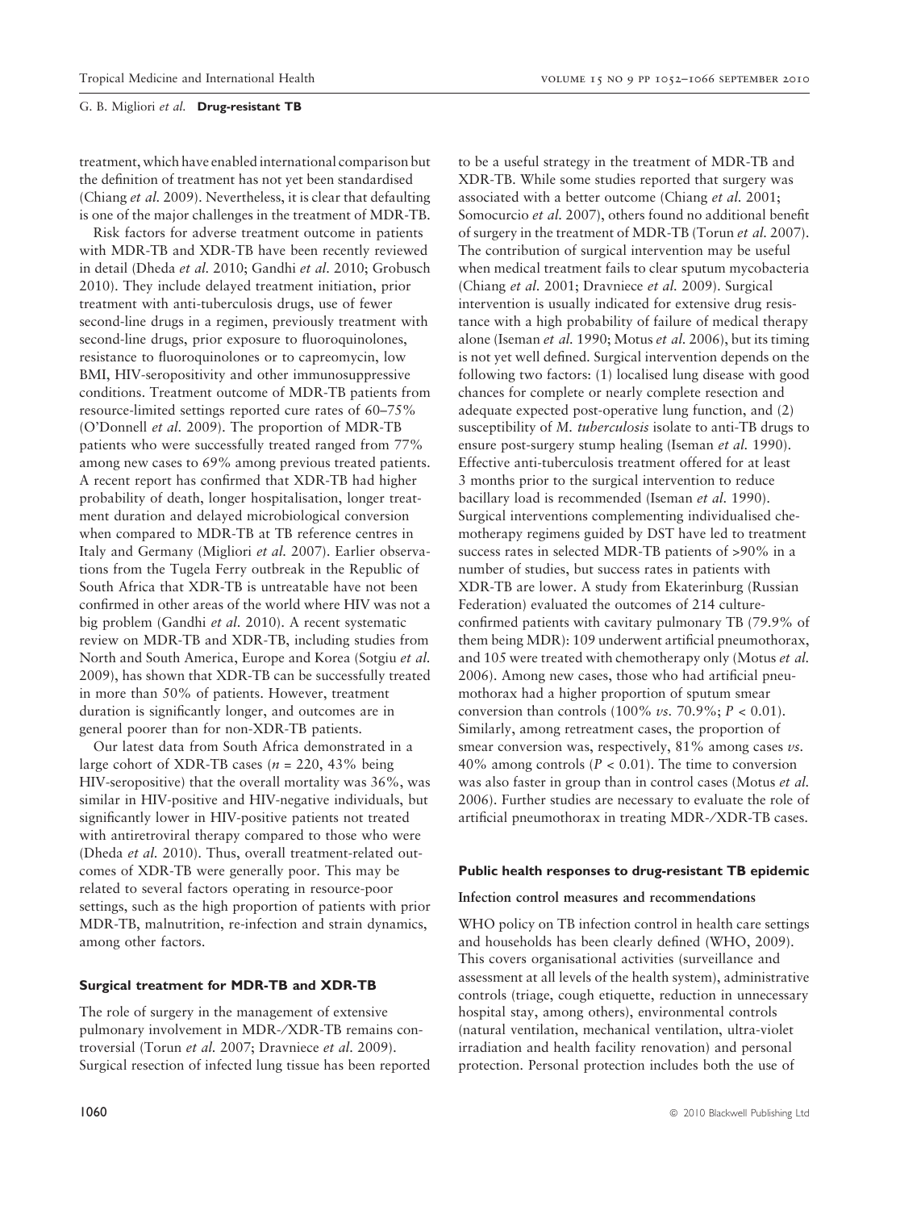treatment, which have enabled international comparison but the definition of treatment has not yet been standardised (Chiang *et al.* 2009). Nevertheless, it is clear that defaulting is one of the major challenges in the treatment of MDR-TB.

Risk factors for adverse treatment outcome in patients with MDR-TB and XDR-TB have been recently reviewed in detail (Dheda *et al.* 2010; Gandhi *et al.* 2010; Grobusch 2010). They include delayed treatment initiation, prior treatment with anti-tuberculosis drugs, use of fewer second-line drugs in a regimen, previously treatment with second-line drugs, prior exposure to fluoroquinolones, resistance to fluoroquinolones or to capreomycin, low BMI, HIV-seropositivity and other immunosuppressive conditions. Treatment outcome of MDR-TB patients from resource-limited settings reported cure rates of 60–75% (O'Donnell *et al.* 2009). The proportion of MDR-TB patients who were successfully treated ranged from 77% among new cases to 69% among previous treated patients. A recent report has confirmed that XDR-TB had higher probability of death, longer hospitalisation, longer treatment duration and delayed microbiological conversion when compared to MDR-TB at TB reference centres in Italy and Germany (Migliori *et al.* 2007). Earlier observations from the Tugela Ferry outbreak in the Republic of South Africa that XDR-TB is untreatable have not been confirmed in other areas of the world where HIV was not a big problem (Gandhi *et al.* 2010). A recent systematic review on MDR-TB and XDR-TB, including studies from North and South America, Europe and Korea (Sotgiu *et al.* 2009), has shown that XDR-TB can be successfully treated in more than 50% of patients. However, treatment duration is significantly longer, and outcomes are in general poorer than for non-XDR-TB patients.

Our latest data from South Africa demonstrated in a large cohort of XDR-TB cases ($n = 220$, 43% being HIV-seropositive) that the overall mortality was 36%, was similar in HIV-positive and HIV-negative individuals, but significantly lower in HIV-positive patients not treated with antiretroviral therapy compared to those who were (Dheda *et al.* 2010). Thus, overall treatment-related outcomes of XDR-TB were generally poor. This may be related to several factors operating in resource-poor settings, such as the high proportion of patients with prior MDR-TB, malnutrition, re-infection and strain dynamics, among other factors.

### Surgical treatment for MDR-TB and XDR-TB

The role of surgery in the management of extensive pulmonary involvement in MDR-/XDR-TB remains controversial (Torun *et al.* 2007; Dravniece *et al.* 2009). Surgical resection of infected lung tissue has been reported to be a useful strategy in the treatment of MDR-TB and XDR-TB. While some studies reported that surgery was associated with a better outcome (Chiang *et al.* 2001; Somocurcio *et al.* 2007), others found no additional benefit of surgery in the treatment of MDR-TB (Torun *et al.* 2007). The contribution of surgical intervention may be useful when medical treatment fails to clear sputum mycobacteria (Chiang *et al.* 2001; Dravniece *et al.* 2009). Surgical intervention is usually indicated for extensive drug resistance with a high probability of failure of medical therapy alone (Iseman *et al.* 1990; Motus *et al.* 2006), but its timing is not yet well defined. Surgical intervention depends on the following two factors: (1) localised lung disease with good chances for complete or nearly complete resection and adequate expected post-operative lung function, and (2) susceptibility of *M. tuberculosis* isolate to anti-TB drugs to ensure post-surgery stump healing (Iseman *et al.* 1990). Effective anti-tuberculosis treatment offered for at least 3 months prior to the surgical intervention to reduce bacillary load is recommended (Iseman *et al.* 1990). Surgical interventions complementing individualised chemotherapy regimens guided by DST have led to treatment success rates in selected MDR-TB patients of >90% in a number of studies, but success rates in patients with XDR-TB are lower. A study from Ekaterinburg (Russian Federation) evaluated the outcomes of 214 culture-confirmed patients with cavitary pulmonary TB (79.9% of them being MDR): 109 underwent artificial pneumothorax, and 105 were treated with chemotherapy only (Motus *et al.* 2006). Among new cases, those who had artificial pneumothorax had a higher proportion of sputum smear conversion than controls (100% *vs.* 70.9%; $P < 0.01$). Similarly, among retreatment cases, the proportion of smear conversion was, respectively, 81% among cases *vs.* 40% among controls ($P < 0.01$). The time to conversion was also faster in group than in control cases (Motus *et al.* 2006). Further studies are necessary to evaluate the role of artificial pneumothorax in treating MDR-/XDR-TB cases.

### Public health responses to drug-resistant TB epidemic

#### Infection control measures and recommendations

WHO policy on TB infection control in health care settings and households has been clearly defined (WHO, 2009). This covers organisational activities (surveillance and assessment at all levels of the health system), administrative controls (triage, cough etiquette, reduction in unnecessary hospital stay, among others), environmental controls (natural ventilation, mechanical ventilation, ultra-violet irradiation and health facility renovation) and personal protection. Personal protection includes both the use of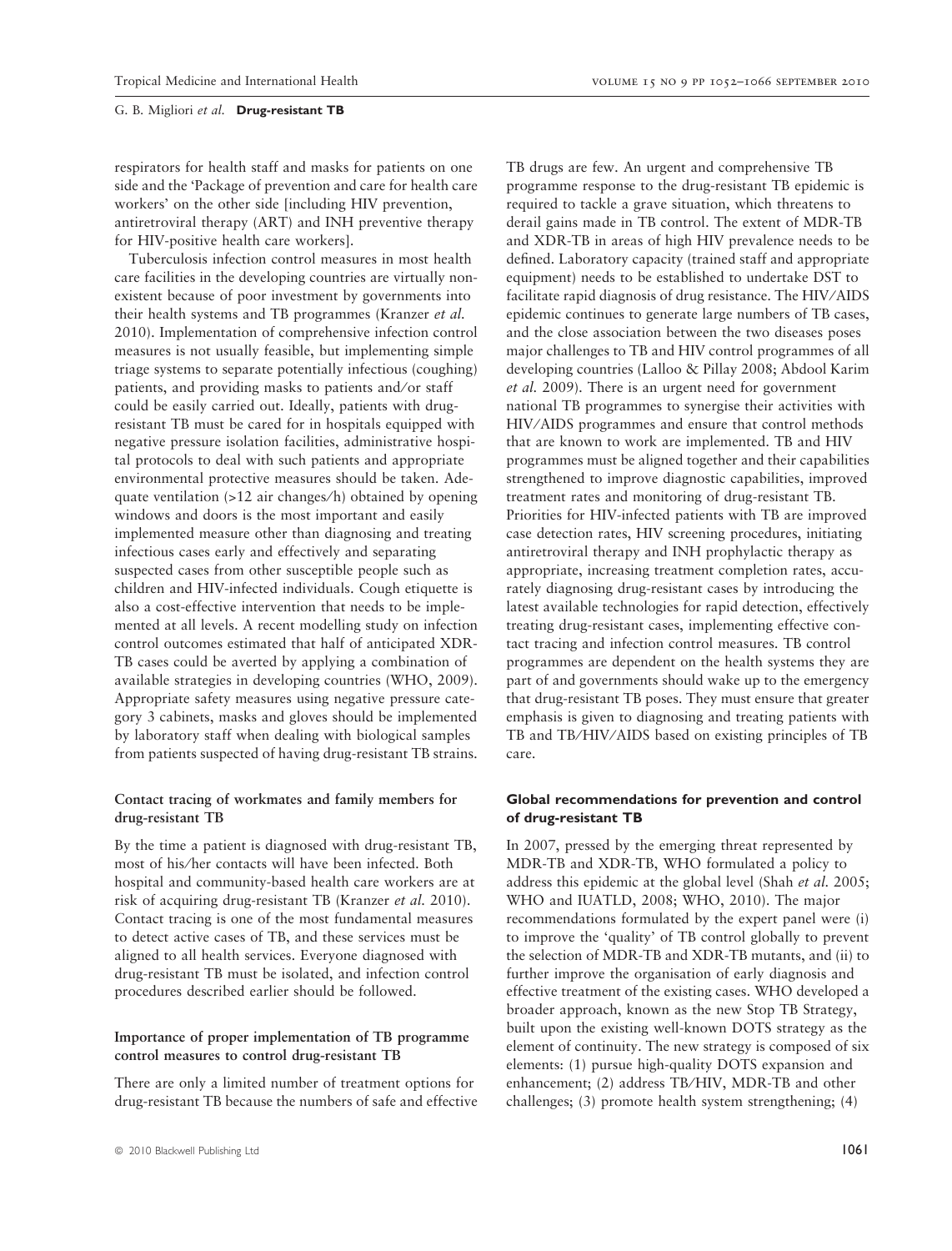respirators for health staff and masks for patients on one side and the 'Package of prevention and care for health care workers' on the other side [including HIV prevention, antiretroviral therapy (ART) and INH preventive therapy for HIV-positive health care workers].

Tuberculosis infection control measures in most health care facilities in the developing countries are virtually nonexistent because of poor investment by governments into their health systems and TB programmes (Kranzer *et al.* 2010). Implementation of comprehensive infection control measures is not usually feasible, but implementing simple triage systems to separate potentially infectious (coughing) patients, and providing masks to patients and/or staff could be easily carried out. Ideally, patients with drug-resistant TB must be cared for in hospitals equipped with negative pressure isolation facilities, administrative hospital protocols to deal with such patients and appropriate environmental protective measures should be taken. Adequate ventilation (>12 air changes/h) obtained by opening windows and doors is the most important and easily implemented measure other than diagnosing and treating infectious cases early and effectively and separating suspected cases from other susceptible people such as children and HIV-infected individuals. Cough etiquette is also a cost-effective intervention that needs to be implemented at all levels. A recent modelling study on infection control outcomes estimated that half of anticipated XDR-TB cases could be averted by applying a combination of available strategies in developing countries (WHO, 2009). Appropriate safety measures using negative pressure category 3 cabinets, masks and gloves should be implemented by laboratory staff when dealing with biological samples from patients suspected of having drug-resistant TB strains.

### Contact tracing of workmates and family members for drug-resistant TB

By the time a patient is diagnosed with drug-resistant TB, most of his/her contacts will have been infected. Both hospital and community-based health care workers are at risk of acquiring drug-resistant TB (Kranzer *et al.* 2010). Contact tracing is one of the most fundamental measures to detect active cases of TB, and these services must be aligned to all health services. Everyone diagnosed with drug-resistant TB must be isolated, and infection control procedures described earlier should be followed.

### Importance of proper implementation of TB programme control measures to control drug-resistant TB

There are only a limited number of treatment options for drug-resistant TB because the numbers of safe and effective TB drugs are few. An urgent and comprehensive TB programme response to the drug-resistant TB epidemic is required to tackle a grave situation, which threatens to derail gains made in TB control. The extent of MDR-TB and XDR-TB in areas of high HIV prevalence needs to be defined. Laboratory capacity (trained staff and appropriate equipment) needs to be established to undertake DST to facilitate rapid diagnosis of drug resistance. The HIV/AIDS epidemic continues to generate large numbers of TB cases, and the close association between the two diseases poses major challenges to TB and HIV control programmes of all developing countries (Lalloo & Pillay 2008; Abdool Karim *et al.* 2009). There is an urgent need for government national TB programmes to synergise their activities with HIV/AIDS programmes and ensure that control methods that are known to work are implemented. TB and HIV programmes must be aligned together and their capabilities strengthened to improve diagnostic capabilities, improved treatment rates and monitoring of drug-resistant TB. Priorities for HIV-infected patients with TB are improved case detection rates, HIV screening procedures, initiating antiretroviral therapy and INH prophylactic therapy as appropriate, increasing treatment completion rates, accurately diagnosing drug-resistant cases by introducing the latest available technologies for rapid detection, effectively treating drug-resistant cases, implementing effective contact tracing and infection control measures. TB control programmes are dependent on the health systems they are part of and governments should wake up to the emergency that drug-resistant TB poses. They must ensure that greater emphasis is given to diagnosing and treating patients with TB and TB/HIV/AIDS based on existing principles of TB care.

## Global recommendations for prevention and control of drug-resistant TB

In 2007, pressed by the emerging threat represented by MDR-TB and XDR-TB, WHO formulated a policy to address this epidemic at the global level (Shah *et al.* 2005; WHO and IUATLD, 2008; WHO, 2010). The major recommendations formulated by the expert panel were (i) to improve the 'quality' of TB control globally to prevent the selection of MDR-TB and XDR-TB mutants, and (ii) to further improve the organisation of early diagnosis and effective treatment of the existing cases. WHO developed a broader approach, known as the new Stop TB Strategy, built upon the existing well-known DOTS strategy as the element of continuity. The new strategy is composed of six elements: (1) pursue high-quality DOTS expansion and enhancement; (2) address TB/HIV, MDR-TB and other challenges; (3) promote health system strengthening; (4)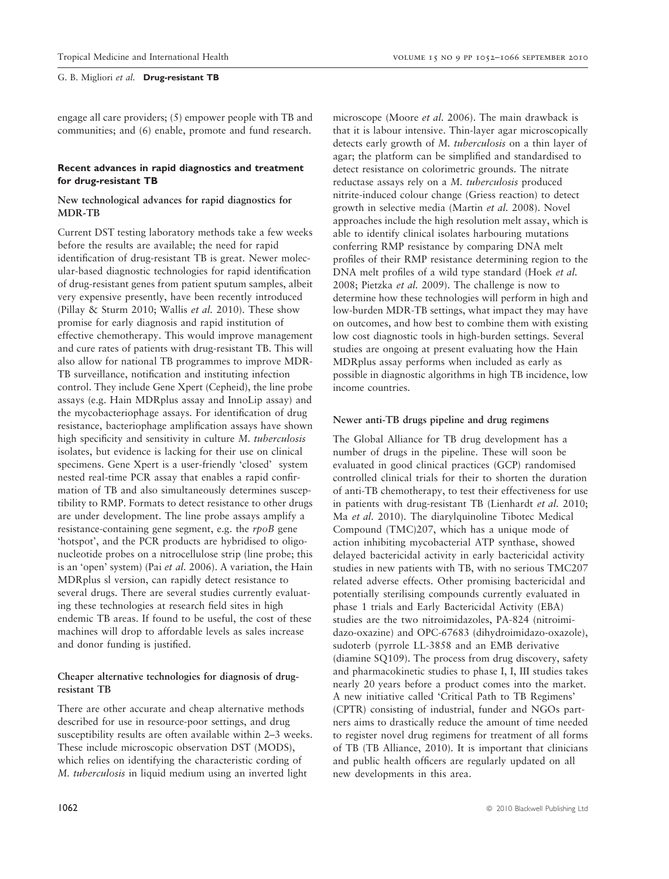engage all care providers; (5) empower people with TB and communities; and (6) enable, promote and fund research.

### Recent advances in rapid diagnostics and treatment for drug-resistant TB

#### New technological advances for rapid diagnostics for MDR-TB

Current DST testing laboratory methods take a few weeks before the results are available; the need for rapid identification of drug-resistant TB is great. Newer molecular-based diagnostic technologies for rapid identification of drug-resistant genes from patient sputum samples, albeit very expensive presently, have been recently introduced (Pillay & Sturm 2010; Wallis *et al.* 2010). These show promise for early diagnosis and rapid institution of effective chemotherapy. This would improve management and cure rates of patients with drug-resistant TB. This will also allow for national TB programmes to improve MDR-TB surveillance, notification and instituting infection control. They include Gene Xpert (Cepheid), the line probe assays (e.g. Hain MDRplus assay and InnoLip assay) and the mycobacteriophage assays. For identification of drug resistance, bacteriophage amplification assays have shown high specificity and sensitivity in culture *M. tuberculosis* isolates, but evidence is lacking for their use on clinical specimens. Gene Xpert is a user-friendly 'closed' system nested real-time PCR assay that enables a rapid confirmation of TB and also simultaneously determines susceptibility to RMP. Formats to detect resistance to other drugs are under development. The line probe assays amplify a resistance-containing gene segment, e.g. the *rpoB* gene 'hotspot', and the PCR products are hybridised to oligonucleotide probes on a nitrocellulose strip (line probe; this is an 'open' system) (Pai *et al.* 2006). A variation, the Hain MDRplus sl version, can rapidly detect resistance to several drugs. There are several studies currently evaluating these technologies at research field sites in high endemic TB areas. If found to be useful, the cost of these machines will drop to affordable levels as sales increase and donor funding is justified.

#### Cheaper alternative technologies for diagnosis of drug-resistant TB

There are other accurate and cheap alternative methods described for use in resource-poor settings, and drug susceptibility results are often available within 2–3 weeks. These include microscopic observation DST (MODS), which relies on identifying the characteristic cording of *M. tuberculosis* in liquid medium using an inverted light microscope (Moore *et al.* 2006). The main drawback is that it is labour intensive. Thin-layer agar microscopically detects early growth of *M. tuberculosis* on a thin layer of agar; the platform can be simplified and standardised to detect resistance on colorimetric grounds. The nitrate reductase assays rely on a *M. tuberculosis* produced nitrite-induced colour change (Griess reaction) to detect growth in selective media (Martin *et al.* 2008). Novel approaches include the high resolution melt assay, which is able to identify clinical isolates harbouring mutations conferring RMP resistance by comparing DNA melt profiles of their RMP resistance determining region to the DNA melt profiles of a wild type standard (Hoek *et al.* 2008; Pietzka *et al.* 2009). The challenge is now to determine how these technologies will perform in high and low-burden MDR-TB settings, what impact they may have on outcomes, and how best to combine them with existing low cost diagnostic tools in high-burden settings. Several studies are ongoing at present evaluating how the Hain MDRplus assay performs when included as early as possible in diagnostic algorithms in high TB incidence, low income countries.

#### Newer anti-TB drugs pipeline and drug regimens

The Global Alliance for TB drug development has a number of drugs in the pipeline. These will soon be evaluated in good clinical practices (GCP) randomised controlled clinical trials for their to shorten the duration of anti-TB chemotherapy, to test their effectiveness for use in patients with drug-resistant TB (Lienhardt *et al.* 2010; Ma *et al.* 2010). The diarylquinoline Tibotec Medical Compound (TMC)207, which has a unique mode of action inhibiting mycobacterial ATP synthase, showed delayed bactericidal activity in early bactericidal activity studies in new patients with TB, with no serious TMC207 related adverse effects. Other promising bactericidal and potentially sterilising compounds currently evaluated in phase 1 trials and Early Bactericidal Activity (EBA) studies are the two nitroimidazoles, PA-824 (nitroimidazo-oxazine) and OPC-67683 (dihydroimidazo-oxazole), sudoterb (pyrrole LL-3858 and an EMB derivative (diamine SQ109). The process from drug discovery, safety and pharmacokinetic studies to phase I, I, III studies takes nearly 20 years before a product comes into the market. A new initiative called 'Critical Path to TB Regimens' (CPTR) consisting of industrial, funder and NGOs partners aims to drastically reduce the amount of time needed to register novel drug regimens for treatment of all forms of TB (TB Alliance, 2010). It is important that clinicians and public health officers are regularly updated on all new developments in this area.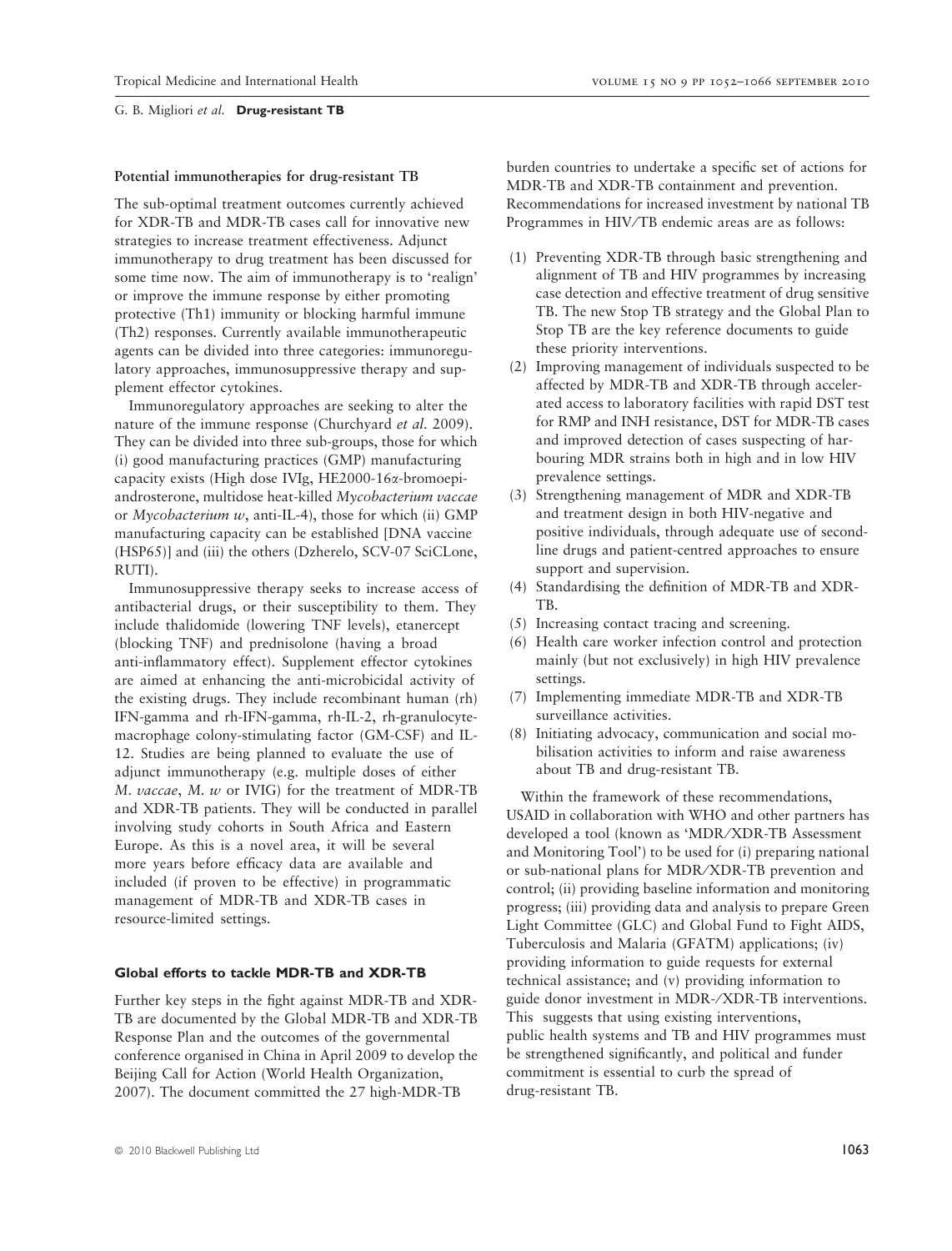### Potential immunotherapies for drug-resistant TB

The sub-optimal treatment outcomes currently achieved for XDR-TB and MDR-TB cases call for innovative new strategies to increase treatment effectiveness. Adjunct immunotherapy to drug treatment has been discussed for some time now. The aim of immunotherapy is to 'realign' or improve the immune response by either promoting protective (Th1) immunity or blocking harmful immune (Th2) responses. Currently available immunotherapeutic agents can be divided into three categories: immunoregulatory approaches, immunosuppressive therapy and supplement effector cytokines.

Immunoregulatory approaches are seeking to alter the nature of the immune response (Churchyard *et al.* 2009). They can be divided into three sub-groups, those for which (i) good manufacturing practices (GMP) manufacturing capacity exists (High dose IVIg, HE2000-16α-bromoepiandrosterone, multidose heat-killed *Mycobacterium vaccae* or *Mycobacterium w*, anti-IL-4), those for which (ii) GMP manufacturing capacity can be established [DNA vaccine (HSP65)] and (iii) the others (Dzherelo, SCV-07 SciCLone, RUTI).

Immunosuppressive therapy seeks to increase access of antibacterial drugs, or their susceptibility to them. They include thalidomide (lowering TNF levels), etanercept (blocking TNF) and prednisolone (having a broad anti-inflammatory effect). Supplement effector cytokines are aimed at enhancing the anti-microbicidal activity of the existing drugs. They include recombinant human (rh) IFN-gamma and rh-IFN-gamma, rh-IL-2, rh-granulocyte-macrophage colony-stimulating factor (GM-CSF) and IL-12. Studies are being planned to evaluate the use of adjunct immunotherapy (e.g. multiple doses of either *M. vaccae*, *M. w* or IVIG) for the treatment of MDR-TB and XDR-TB patients. They will be conducted in parallel involving study cohorts in South Africa and Eastern Europe. As this is a novel area, it will be several more years before efficacy data are available and included (if proven to be effective) in programmatic management of MDR-TB and XDR-TB cases in resource-limited settings.

## Global efforts to tackle MDR-TB and XDR-TB

Further key steps in the fight against MDR-TB and XDR-TB are documented by the Global MDR-TB and XDR-TB Response Plan and the outcomes of the governmental conference organised in China in April 2009 to develop the Beijing Call for Action (World Health Organization, 2007). The document committed the 27 high-MDR-TB burden countries to undertake a specific set of actions for MDR-TB and XDR-TB containment and prevention. Recommendations for increased investment by national TB Programmes in HIV/TB endemic areas are as follows:

(1) Preventing XDR-TB through basic strengthening and alignment of TB and HIV programmes by increasing case detection and effective treatment of drug sensitive TB. The new Stop TB strategy and the Global Plan to Stop TB are the key reference documents to guide these priority interventions.
(2) Improving management of individuals suspected to be affected by MDR-TB and XDR-TB through accelerated access to laboratory facilities with rapid DST test for RMP and INH resistance, DST for MDR-TB cases and improved detection of cases suspecting of harbouring MDR strains both in high and in low HIV prevalence settings.
(3) Strengthening management of MDR and XDR-TB and treatment design in both HIV-negative and positive individuals, through adequate use of second-line drugs and patient-centred approaches to ensure support and supervision.
(4) Standardising the definition of MDR-TB and XDR-TB.
(5) Increasing contact tracing and screening.
(6) Health care worker infection control and protection mainly (but not exclusively) in high HIV prevalence settings.
(7) Implementing immediate MDR-TB and XDR-TB surveillance activities.
(8) Initiating advocacy, communication and social mobilisation activities to inform and raise awareness about TB and drug-resistant TB.

Within the framework of these recommendations, USAID in collaboration with WHO and other partners has developed a tool (known as 'MDR/XDR-TB Assessment and Monitoring Tool') to be used for (i) preparing national or sub-national plans for MDR/XDR-TB prevention and control; (ii) providing baseline information and monitoring progress; (iii) providing data and analysis to prepare Green Light Committee (GLC) and Global Fund to Fight AIDS, Tuberculosis and Malaria (GFATM) applications; (iv) providing information to guide requests for external technical assistance; and (v) providing information to guide donor investment in MDR-/XDR-TB interventions. This suggests that using existing interventions, public health systems and TB and HIV programmes must be strengthened significantly, and political and funder commitment is essential to curb the spread of drug-resistant TB.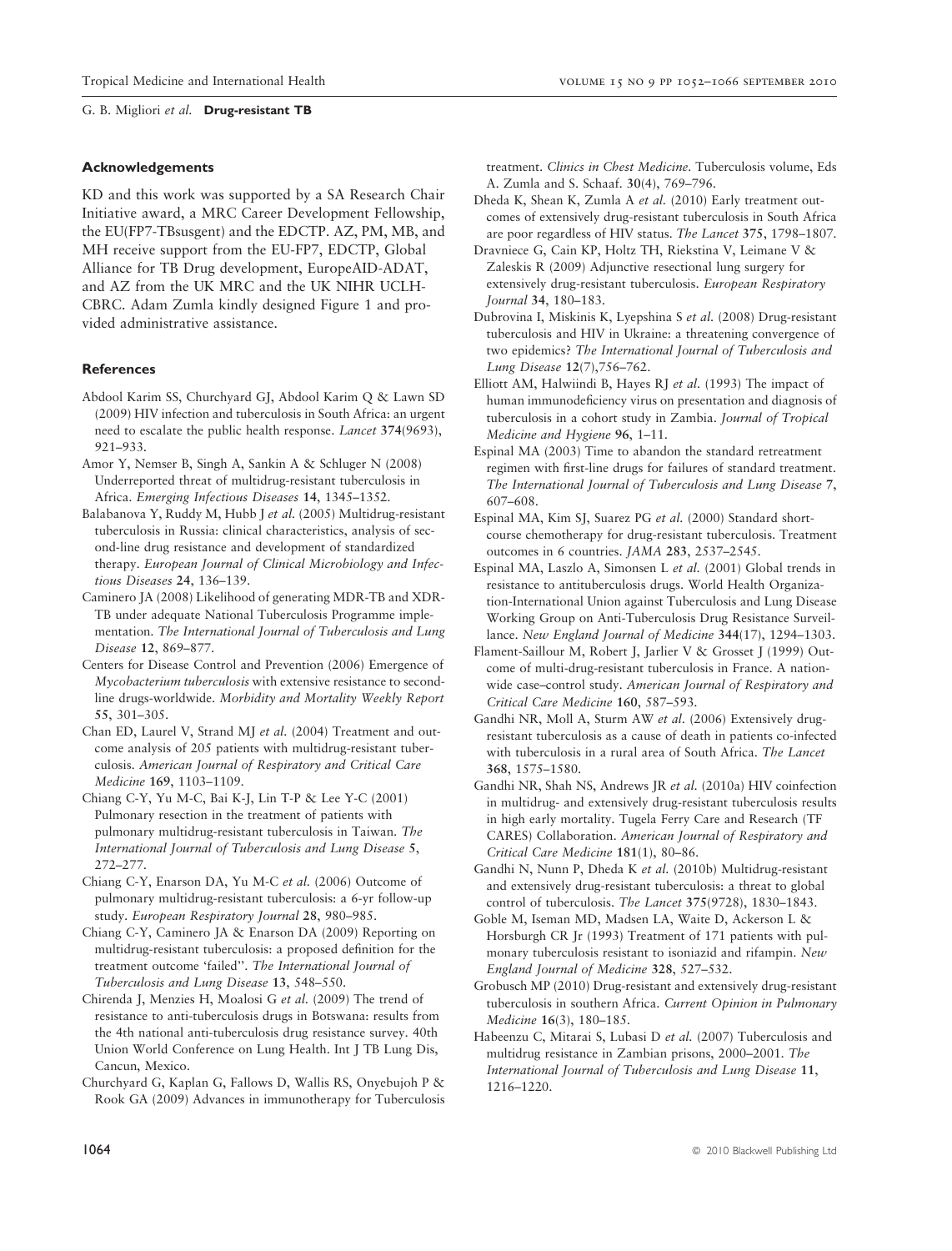### Acknowledgements

KD and this work was supported by a SA Research Chair Initiative award, a MRC Career Development Fellowship, the EU(FP7-TBsusgent) and the EDCTP. AZ, PM, MB, and MH receive support from the EU-FP7, EDCTP, Global Alliance for TB Drug development, EuropeAID-ADAT, and AZ from the UK MRC and the UK NIHR UCLH-CBRC. Adam Zumla kindly designed Figure 1 and provided administrative assistance.

### References

Abdool Karim SS, Churchyard GJ, Abdool Karim Q & Lawn SD (2009) HIV infection and tuberculosis in South Africa: an urgent need to escalate the public health response. *Lancet* **374**(9693), 921–933.

Amor Y, Nemser B, Singh A, Sankin A & Schluger N (2008) Underreported threat of multidrug-resistant tuberculosis in Africa. *Emerging Infectious Diseases* **14**, 1345–1352.

Balabanova Y, Ruddy M, Hubb J *et al.* (2005) Multidrug-resistant tuberculosis in Russia: clinical characteristics, analysis of second-line drug resistance and development of standardized therapy. *European Journal of Clinical Microbiology and Infectious Diseases* **24**, 136–139.

Caminero JA (2008) Likelihood of generating MDR-TB and XDR-TB under adequate National Tuberculosis Programme implementation. *The International Journal of Tuberculosis and Lung Disease* **12**, 869–877.

Centers for Disease Control and Prevention (2006) Emergence of *Mycobacterium tuberculosis* with extensive resistance to second-line drugs-worldwide. *Morbidity and Mortality Weekly Report* **55**, 301–305.

Chan ED, Laurel V, Strand MJ *et al.* (2004) Treatment and outcome analysis of 205 patients with multidrug-resistant tuberculosis. *American Journal of Respiratory and Critical Care Medicine* **169**, 1103–1109.

Chiang C-Y, Yu M-C, Bai K-J, Lin T-P & Lee Y-C (2001) Pulmonary resection in the treatment of patients with pulmonary multidrug-resistant tuberculosis in Taiwan. *The International Journal of Tuberculosis and Lung Disease* **5**, 272–277.

Chiang C-Y, Enarson DA, Yu M-C *et al.* (2006) Outcome of pulmonary multidrug-resistant tuberculosis: a 6-yr follow-up study. *European Respiratory Journal* **28**, 980–985.

Chiang C-Y, Caminero JA & Enarson DA (2009) Reporting on multidrug-resistant tuberculosis: a proposed definition for the treatment outcome 'failed''. *The International Journal of Tuberculosis and Lung Disease* **13**, 548–550.

Chirenda J, Menzies H, Moalosi G *et al.* (2009) The trend of resistance to anti-tuberculosis drugs in Botswana: results from the 4th national anti-tuberculosis drug resistance survey. 40th Union World Conference on Lung Health. Int J TB Lung Dis, Cancun, Mexico.

Churchyard G, Kaplan G, Fallows D, Wallis RS, Onyebujoh P & Rook GA (2009) Advances in immunotherapy for Tuberculosis treatment. *Clinics in Chest Medicine*. Tuberculosis volume, Eds A. Zumla and S. Schaaf. **30**(4), 769–796.

Dheda K, Shean K, Zumla A *et al.* (2010) Early treatment outcomes of extensively drug-resistant tuberculosis in South Africa are poor regardless of HIV status. *The Lancet* **375**, 1798–1807.

Dravniece G, Cain KP, Holtz TH, Riekstina V, Leimane V & Zaleskis R (2009) Adjunctive resectional lung surgery for extensively drug-resistant tuberculosis. *European Respiratory Journal* **34**, 180–183.

Dubrovina I, Miskinis K, Lyepshina S *et al.* (2008) Drug-resistant tuberculosis and HIV in Ukraine: a threatening convergence of two epidemics? *The International Journal of Tuberculosis and Lung Disease* **12**(7),756–762.

Elliott AM, Halwiindi B, Hayes RJ *et al.* (1993) The impact of human immunodeficiency virus on presentation and diagnosis of tuberculosis in a cohort study in Zambia. *Journal of Tropical Medicine and Hygiene* **96**, 1–11.

Espinal MA (2003) Time to abandon the standard retreatment regimen with first-line drugs for failures of standard treatment. *The International Journal of Tuberculosis and Lung Disease* **7**, 607–608.

Espinal MA, Kim SJ, Suarez PG *et al.* (2000) Standard short-course chemotherapy for drug-resistant tuberculosis. Treatment outcomes in 6 countries. *JAMA* **283**, 2537–2545.

Espinal MA, Laszlo A, Simonsen L *et al.* (2001) Global trends in resistance to antituberculosis drugs. World Health Organization-International Union against Tuberculosis and Lung Disease Working Group on Anti-Tuberculosis Drug Resistance Surveillance. *New England Journal of Medicine* **344**(17), 1294–1303.

Flament-Saillour M, Robert J, Jarlier V & Grosset J (1999) Outcome of multi-drug-resistant tuberculosis in France. A nationwide case–control study. *American Journal of Respiratory and Critical Care Medicine* **160**, 587–593.

Gandhi NR, Moll A, Sturm AW *et al.* (2006) Extensively drug-resistant tuberculosis as a cause of death in patients co-infected with tuberculosis in a rural area of South Africa. *The Lancet* **368**, 1575–1580.

Gandhi NR, Shah NS, Andrews JR *et al.* (2010a) HIV coinfection in multidrug- and extensively drug-resistant tuberculosis results in high early mortality. Tugela Ferry Care and Research (TF CARES) Collaboration. *American Journal of Respiratory and Critical Care Medicine* **181**(1), 80–86.

Gandhi N, Nunn P, Dheda K *et al.* (2010b) Multidrug-resistant and extensively drug-resistant tuberculosis: a threat to global control of tuberculosis. *The Lancet* **375**(9728), 1830–1843.

Goble M, Iseman MD, Madsen LA, Waite D, Ackerson L & Horsburgh CR Jr (1993) Treatment of 171 patients with pulmonary tuberculosis resistant to isoniazid and rifampin. *New England Journal of Medicine* **328**, 527–532.

Grobusch MP (2010) Drug-resistant and extensively drug-resistant tuberculosis in southern Africa. *Current Opinion in Pulmonary Medicine* **16**(3), 180–185.

Habeenzu C, Mitarai S, Lubasi D *et al.* (2007) Tuberculosis and multidrug resistance in Zambian prisons, 2000–2001. *The International Journal of Tuberculosis and Lung Disease* **11**, 1216–1220.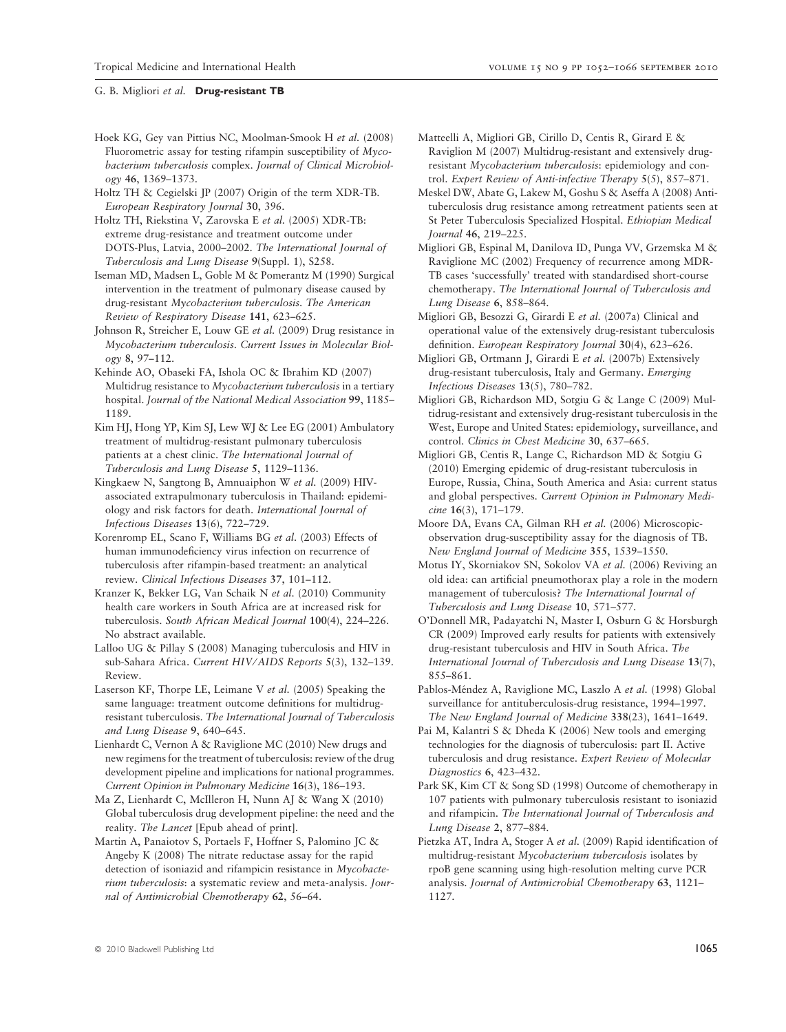Hoek KG, Gey van Pittius NC, Moolman-Smook H *et al.* (2008) Fluorometric assay for testing rifampin susceptibility of *Mycobacterium tuberculosis* complex. *Journal of Clinical Microbiology* **46**, 1369–1373.

Holtz TH & Cegielski JP (2007) Origin of the term XDR-TB. *European Respiratory Journal* **30**, 396.

Holtz TH, Riekstina V, Zarovska E *et al.* (2005) XDR-TB: extreme drug-resistance and treatment outcome under DOTS-Plus, Latvia, 2000–2002. *The International Journal of Tuberculosis and Lung Disease* **9**(Suppl. 1), S258.

Iseman MD, Madsen L, Goble M & Pomerantz M (1990) Surgical intervention in the treatment of pulmonary disease caused by drug-resistant *Mycobacterium tuberculosis*. *The American Review of Respiratory Disease* **141**, 623–625.

Johnson R, Streicher E, Louw GE *et al.* (2009) Drug resistance in *Mycobacterium tuberculosis*. *Current Issues in Molecular Biology* **8**, 97–112.

Kehinde AO, Obaseki FA, Ishola OC & Ibrahim KD (2007) Multidrug resistance to *Mycobacterium tuberculosis* in a tertiary hospital. *Journal of the National Medical Association* **99**, 1185–1189.

Kim HJ, Hong YP, Kim SJ, Lew WJ & Lee EG (2001) Ambulatory treatment of multidrug-resistant pulmonary tuberculosis patients at a chest clinic. *The International Journal of Tuberculosis and Lung Disease* **5**, 1129–1136.

Kingkaew N, Sangtong B, Amnuaiphon W *et al.* (2009) HIV-associated extrapulmonary tuberculosis in Thailand: epidemiology and risk factors for death. *International Journal of Infectious Diseases* **13**(6), 722–729.

Korenromp EL, Scano F, Williams BG *et al.* (2003) Effects of human immunodeficiency virus infection on recurrence of tuberculosis after rifampin-based treatment: an analytical review. *Clinical Infectious Diseases* **37**, 101–112.

Kranzer K, Bekker LG, Van Schaik N *et al.* (2010) Community health care workers in South Africa are at increased risk for tuberculosis. *South African Medical Journal* **100**(4), 224–226. No abstract available.

Lalloo UG & Pillay S (2008) Managing tuberculosis and HIV in sub-Sahara Africa. *Current HIV/AIDS Reports* **5**(3), 132–139. Review.

Laserson KF, Thorpe LE, Leimane V *et al.* (2005) Speaking the same language: treatment outcome definitions for multidrug-resistant tuberculosis. *The International Journal of Tuberculosis and Lung Disease* **9**, 640–645.

Lienhardt C, Vernon A & Raviglione MC (2010) New drugs and new regimens for the treatment of tuberculosis: review of the drug development pipeline and implications for national programmes. *Current Opinion in Pulmonary Medicine* **16**(3), 186–193.

Ma Z, Lienhardt C, McIlleron H, Nunn AJ & Wang X (2010) Global tuberculosis drug development pipeline: the need and the reality. *The Lancet* [Epub ahead of print].

Martin A, Panaiotov S, Portaels F, Hoffner S, Palomino JC & Angeby K (2008) The nitrate reductase assay for the rapid detection of isoniazid and rifampicin resistance in *Mycobacterium tuberculosis*: a systematic review and meta-analysis. *Journal of Antimicrobial Chemotherapy* **62**, 56–64.

Matteelli A, Migliori GB, Cirillo D, Centis R, Girard E & Raviglion M (2007) Multidrug-resistant and extensively drug-resistant *Mycobacterium tuberculosis*: epidemiology and control. *Expert Review of Anti-infective Therapy* **5**(5), 857–871.

Meskel DW, Abate G, Lakew M, Goshu S & Aseffa A (2008) Anti-tuberculosis drug resistance among retreatment patients seen at St Peter Tuberculosis Specialized Hospital. *Ethiopian Medical Journal* **46**, 219–225.

Migliori GB, Espinal M, Danilova ID, Punga VV, Grzemska M & Raviglione MC (2002) Frequency of recurrence among MDR-TB cases 'successfully' treated with standardised short-course chemotherapy. *The International Journal of Tuberculosis and Lung Disease* **6**, 858–864.

Migliori GB, Besozzi G, Girardi E *et al.* (2007a) Clinical and operational value of the extensively drug-resistant tuberculosis definition. *European Respiratory Journal* **30**(4), 623–626.

Migliori GB, Ortmann J, Girardi E *et al.* (2007b) Extensively drug-resistant tuberculosis, Italy and Germany. *Emerging Infectious Diseases* **13**(5), 780–782.

Migliori GB, Richardson MD, Sotgiu G & Lange C (2009) Multidrug-resistant and extensively drug-resistant tuberculosis in the West, Europe and United States: epidemiology, surveillance, and control. *Clinics in Chest Medicine* **30**, 637–665.

Migliori GB, Centis R, Lange C, Richardson MD & Sotgiu G (2010) Emerging epidemic of drug-resistant tuberculosis in Europe, Russia, China, South America and Asia: current status and global perspectives. *Current Opinion in Pulmonary Medicine* **16**(3), 171–179.

Moore DA, Evans CA, Gilman RH *et al.* (2006) Microscopic-observation drug-susceptibility assay for the diagnosis of TB. *New England Journal of Medicine* **355**, 1539–1550.

Motus IY, Skorniakov SN, Sokolov VA *et al.* (2006) Reviving an old idea: can artificial pneumothorax play a role in the modern management of tuberculosis? *The International Journal of Tuberculosis and Lung Disease* **10**, 571–577.

O'Donnell MR, Padayatchi N, Master I, Osburn G & Horsburgh CR (2009) Improved early results for patients with extensively drug-resistant tuberculosis and HIV in South Africa. *The International Journal of Tuberculosis and Lung Disease* **13**(7), 855–861.

Pablos-Méndez A, Raviglione MC, Laszlo A *et al.* (1998) Global surveillance for antituberculosis-drug resistance, 1994–1997. *The New England Journal of Medicine* **338**(23), 1641–1649.

Pai M, Kalantri S & Dheda K (2006) New tools and emerging technologies for the diagnosis of tuberculosis: part II. Active tuberculosis and drug resistance. *Expert Review of Molecular Diagnostics* **6**, 423–432.

Park SK, Kim CT & Song SD (1998) Outcome of chemotherapy in 107 patients with pulmonary tuberculosis resistant to isoniazid and rifampicin. *The International Journal of Tuberculosis and Lung Disease* **2**, 877–884.

Pietzka AT, Indra A, Stoger A *et al.* (2009) Rapid identification of multidrug-resistant *Mycobacterium tuberculosis* isolates by rpoB gene scanning using high-resolution melting curve PCR analysis. *Journal of Antimicrobial Chemotherapy* **63**, 1121–1127.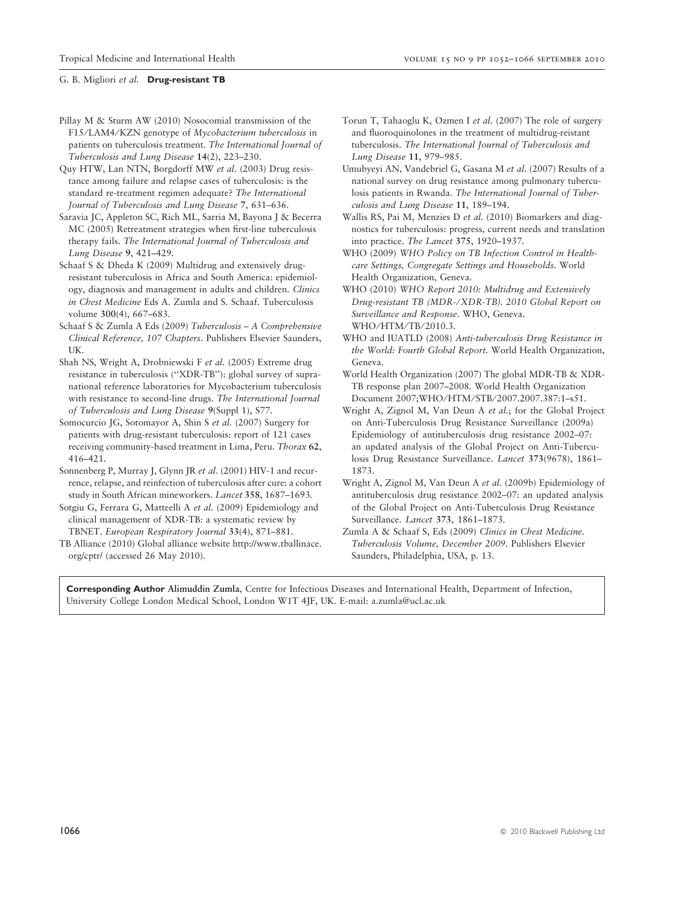Pillay M & Sturm AW (2010) Nosocomial transmission of the F15/LAM4/KZN genotype of *Mycobacterium tuberculosis* in patients on tuberculosis treatment. *The International Journal of Tuberculosis and Lung Disease* **14**(2), 223–230.

Quy HTW, Lan NTN, Borgdorff MW *et al.* (2003) Drug resistance among failure and relapse cases of tuberculosis: is the standard re-treatment regimen adequate? *The International Journal of Tuberculosis and Lung Disease* **7**, 631–636.

Saravia JC, Appleton SC, Rich ML, Sarria M, Bayona J & Becerra MC (2005) Retreatment strategies when first-line tuberculosis therapy fails. *The International Journal of Tuberculosis and Lung Disease* **9**, 421–429.

Schaaf S & Dheda K (2009) Multidrug and extensively drug-resistant tuberculosis in Africa and South America: epidemiology, diagnosis and management in adults and children. *Clinics in Chest Medicine* Eds A. Zumla and S. Schaaf. Tuberculosis volume **300**(4), 667–683.

Schaaf S & Zumla A Eds (2009) *Tuberculosis – A Comprehensive Clinical Reference, 107 Chapters*. Publishers Elsevier Saunders, UK.

Shah NS, Wright A, Drobniewski F *et al.* (2005) Extreme drug resistance in tuberculosis ("XDR-TB"): global survey of supranational reference laboratories for Mycobacterium tuberculosis with resistance to second-line drugs. *The International Journal of Tuberculosis and Lung Disease* **9**(Suppl 1), S77.

Somocurcio JG, Sotomayor A, Shin S *et al.* (2007) Surgery for patients with drug-resistant tuberculosis: report of 121 cases receiving community-based treatment in Lima, Peru. *Thorax* **62**, 416–421.

Sonnenberg P, Murray J, Glynn JR *et al.* (2001) HIV-1 and recurrence, relapse, and reinfection of tuberculosis after cure: a cohort study in South African mineworkers. *Lancet* **358**, 1687–1693.

Sotgiu G, Ferrara G, Matteelli A *et al.* (2009) Epidemiology and clinical management of XDR-TB: a systematic review by TBNET. *European Respiratory Journal* **33**(4), 871–881.

TB Alliance (2010) Global alliance website http://www.tballinace.org/cptr/ (accessed 26 May 2010).

Torun T, Tahaoglu K, Ozmen I *et al.* (2007) The role of surgery and fluoroquinolones in the treatment of multidrug-reistant tuberculosis. *The International Journal of Tuberculosis and Lung Disease* **11**, 979–985.

Umubyeyi AN, Vandebriel G, Gasana M *et al.* (2007) Results of a national survey on drug resistance among pulmonary tuberculosis patients in Rwanda. *The International Journal of Tuberculosis and Lung Disease* **11**, 189–194.

Wallis RS, Pai M, Menzies D *et al.* (2010) Biomarkers and diagnostics for tuberculosis: progress, current needs and translation into practice. *The Lancet* **375**, 1920–1937.

WHO (2009) *WHO Policy on TB Infection Control in Healthcare Settings, Congregate Settings and Households*. World Health Organization, Geneva.

WHO (2010) *WHO Report 2010: Multidrug and Extensively Drug-resistant TB (MDR-/XDR-TB). 2010 Global Report on Surveillance and Response*. WHO, Geneva. WHO/HTM/TB/2010.3.

WHO and IUATLD (2008) *Anti-tuberculosis Drug Resistance in the World: Fourth Global Report*. World Health Organization, Geneva.

World Health Organization (2007) The global MDR-TB & XDR-TB response plan 2007–2008. World Health Organization Document 2007;WHO/HTM/STB/2007.2007.387:1–s51.

Wright A, Zignol M, Van Deun A *et al.*; for the Global Project on Anti-Tuberculosis Drug Resistance Surveillance (2009a) Epidemiology of antituberculosis drug resistance 2002–07: an updated analysis of the Global Project on Anti-Tuberculosis Drug Resistance Surveillance. *Lancet* **373**(9678), 1861–1873.

Wright A, Zignol M, Van Deun A *et al.* (2009b) Epidemiology of antituberculosis drug resistance 2002–07: an updated analysis of the Global Project on Anti-Tuberculosis Drug Resistance Surveillance. *Lancet* **373**, 1861–1873.

Zumla A & Schaaf S, Eds (2009) *Clinics in Chest Medicine. Tuberculosis Volume, December 2009*. Publishers Elsevier Saunders, Philadelphia, USA, p. 13.

**Corresponding Author Alimuddin Zumla**, Centre for Infectious Diseases and International Health, Department of Infection, University College London Medical School, London W1T 4JF, UK. E-mail: a.zumla@ucl.ac.uk